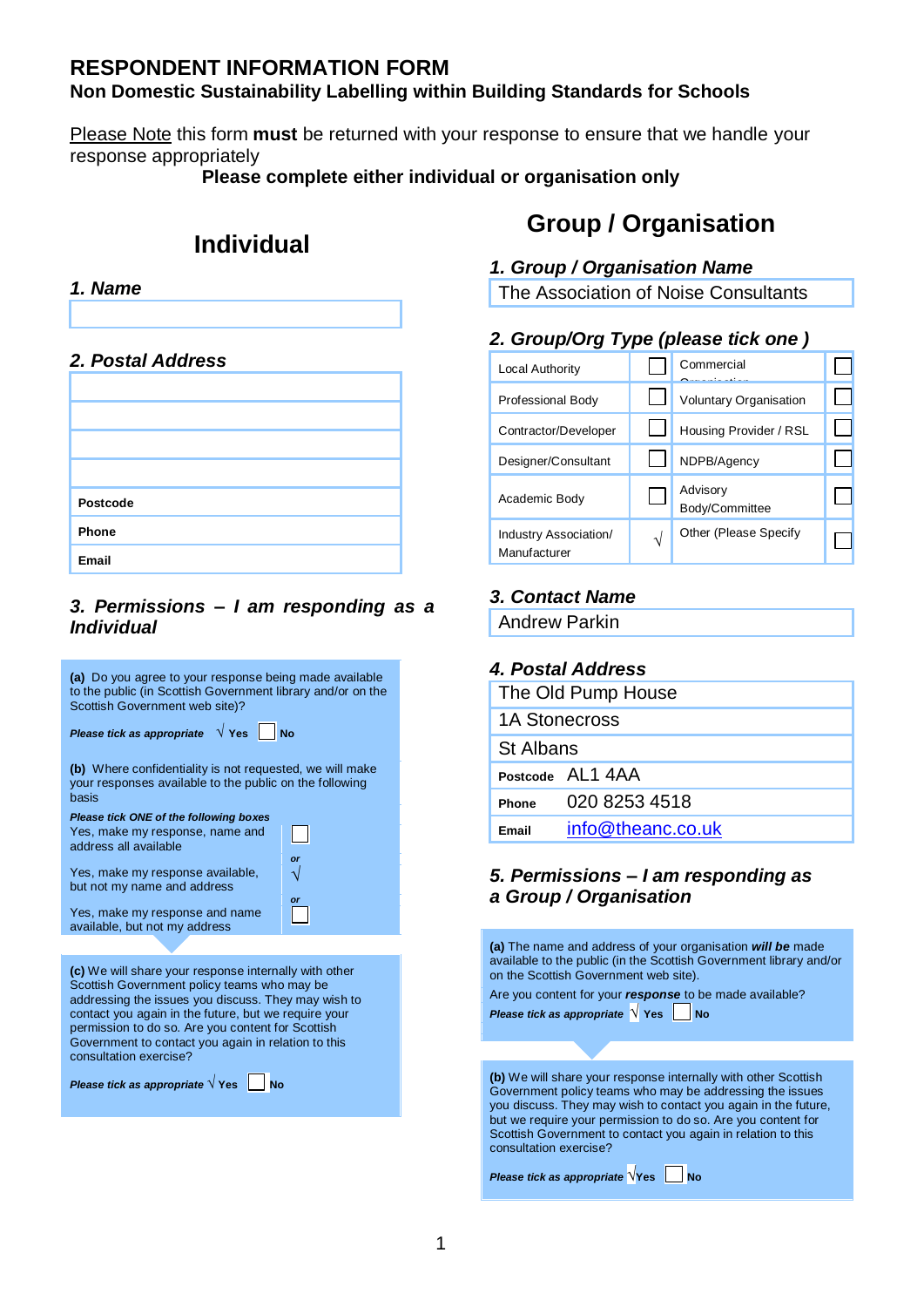# RESPONDENT INFORMATION FORM

## Non Domestic Sustainability Labelling within Building Standards for Schools

Please Note this form **must** be returned with your response to ensure that we handle your response appropriately

**Please complete either individual or organisation only**

## Individual

### *1. Name*

| |
|---|
| |

### *2. Postal Address*

| | |
|---|---|
| | |
| | |
| | |
| | |
| **Postcode** | |
| **Phone** | |
| **Email** | |

### *3. Permissions – I am responding as a Individual*

**(a)** Do you agree to your response being made available to the public (in Scottish Government library and/or on the Scottish Government web site)?

***Please tick as appropriate*** √ **Yes** ☐ **No**

**(b)** Where confidentiality is not requested, we will make your responses available to the public on the following basis

***Please tick ONE of the following boxes***

Yes, make my response, name and address all available ☐

*or*

Yes, make my response available, but not my name and address √

*or*

Yes, make my response and name available, but not my address ☐

**(c)** We will share your response internally with other Scottish Government policy teams who may be addressing the issues you discuss. They may wish to contact you again in the future, but we require your permission to do so. Are you content for Scottish Government to contact you again in relation to this consultation exercise?

***Please tick as appropriate*** √ **Yes** ☐ **No**

## Group / Organisation

### *1. Group / Organisation Name*

| |
|---|
| The Association of Noise Consultants |

### *2. Group/Org Type (please tick one )*

| | | | |
|---|---|---|---|
| Local Authority | ☐ | Commercial Organisation | ☐ |
| Professional Body | ☐ | Voluntary Organisation | ☐ |
| Contractor/Developer | ☐ | Housing Provider / RSL | ☐ |
| Designer/Consultant | ☐ | NDPB/Agency | ☐ |
| Academic Body | ☐ | Advisory Body/Committee | ☐ |
| Industry Association/ Manufacturer | √ | Other (Please Specify | ☐ |

### *3. Contact Name*

| |
|---|
| Andrew Parkin |

### *4. Postal Address*

| | |
|---|---|
| The Old Pump House | |
| 1A Stonecross | |
| St Albans | |
| **Postcode** | AL1 4AA |
| **Phone** | 020 8253 4518 |
| **Email** | info@theanc.co.uk |

### *5. Permissions – I am responding as a Group / Organisation*

**(a)** The name and address of your organisation ***will be*** made available to the public (in the Scottish Government library and/or on the Scottish Government web site).

Are you content for your ***response*** to be made available?

***Please tick as appropriate*** √ **Yes** ☐ **No**

**(b)** We will share your response internally with other Scottish Government policy teams who may be addressing the issues you discuss. They may wish to contact you again in the future, but we require your permission to do so. Are you content for Scottish Government to contact you again in relation to this consultation exercise?

***Please tick as appropriate*** √**Yes** ☐ **No**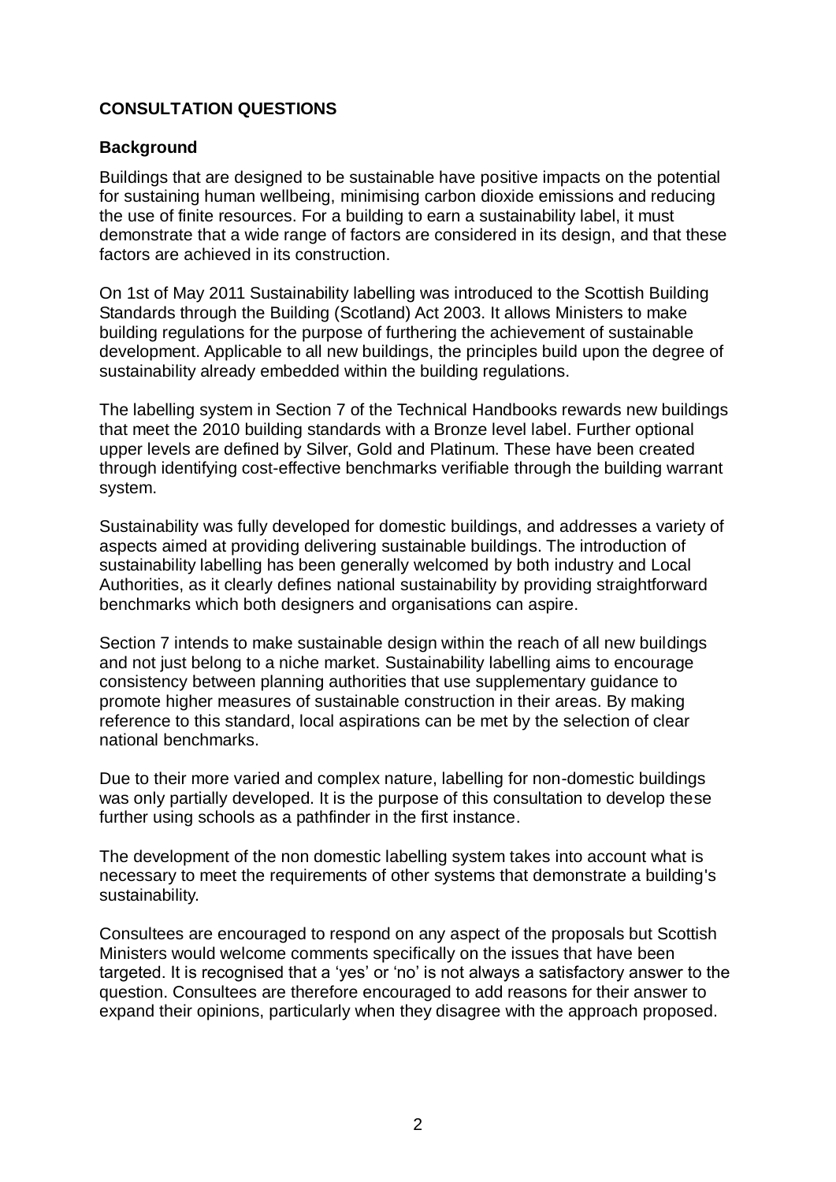**CONSULTATION QUESTIONS**

**Background**

Buildings that are designed to be sustainable have positive impacts on the potential for sustaining human wellbeing, minimising carbon dioxide emissions and reducing the use of finite resources. For a building to earn a sustainability label, it must demonstrate that a wide range of factors are considered in its design, and that these factors are achieved in its construction.

On 1st of May 2011 Sustainability labelling was introduced to the Scottish Building Standards through the Building (Scotland) Act 2003. It allows Ministers to make building regulations for the purpose of furthering the achievement of sustainable development. Applicable to all new buildings, the principles build upon the degree of sustainability already embedded within the building regulations.

The labelling system in Section 7 of the Technical Handbooks rewards new buildings that meet the 2010 building standards with a Bronze level label. Further optional upper levels are defined by Silver, Gold and Platinum. These have been created through identifying cost-effective benchmarks verifiable through the building warrant system.

Sustainability was fully developed for domestic buildings, and addresses a variety of aspects aimed at providing delivering sustainable buildings. The introduction of sustainability labelling has been generally welcomed by both industry and Local Authorities, as it clearly defines national sustainability by providing straightforward benchmarks which both designers and organisations can aspire.

Section 7 intends to make sustainable design within the reach of all new buildings and not just belong to a niche market. Sustainability labelling aims to encourage consistency between planning authorities that use supplementary guidance to promote higher measures of sustainable construction in their areas. By making reference to this standard, local aspirations can be met by the selection of clear national benchmarks.

Due to their more varied and complex nature, labelling for non-domestic buildings was only partially developed. It is the purpose of this consultation to develop these further using schools as a pathfinder in the first instance.

The development of the non domestic labelling system takes into account what is necessary to meet the requirements of other systems that demonstrate a building's sustainability.

Consultees are encouraged to respond on any aspect of the proposals but Scottish Ministers would welcome comments specifically on the issues that have been targeted. It is recognised that a 'yes' or 'no' is not always a satisfactory answer to the question. Consultees are therefore encouraged to add reasons for their answer to expand their opinions, particularly when they disagree with the approach proposed.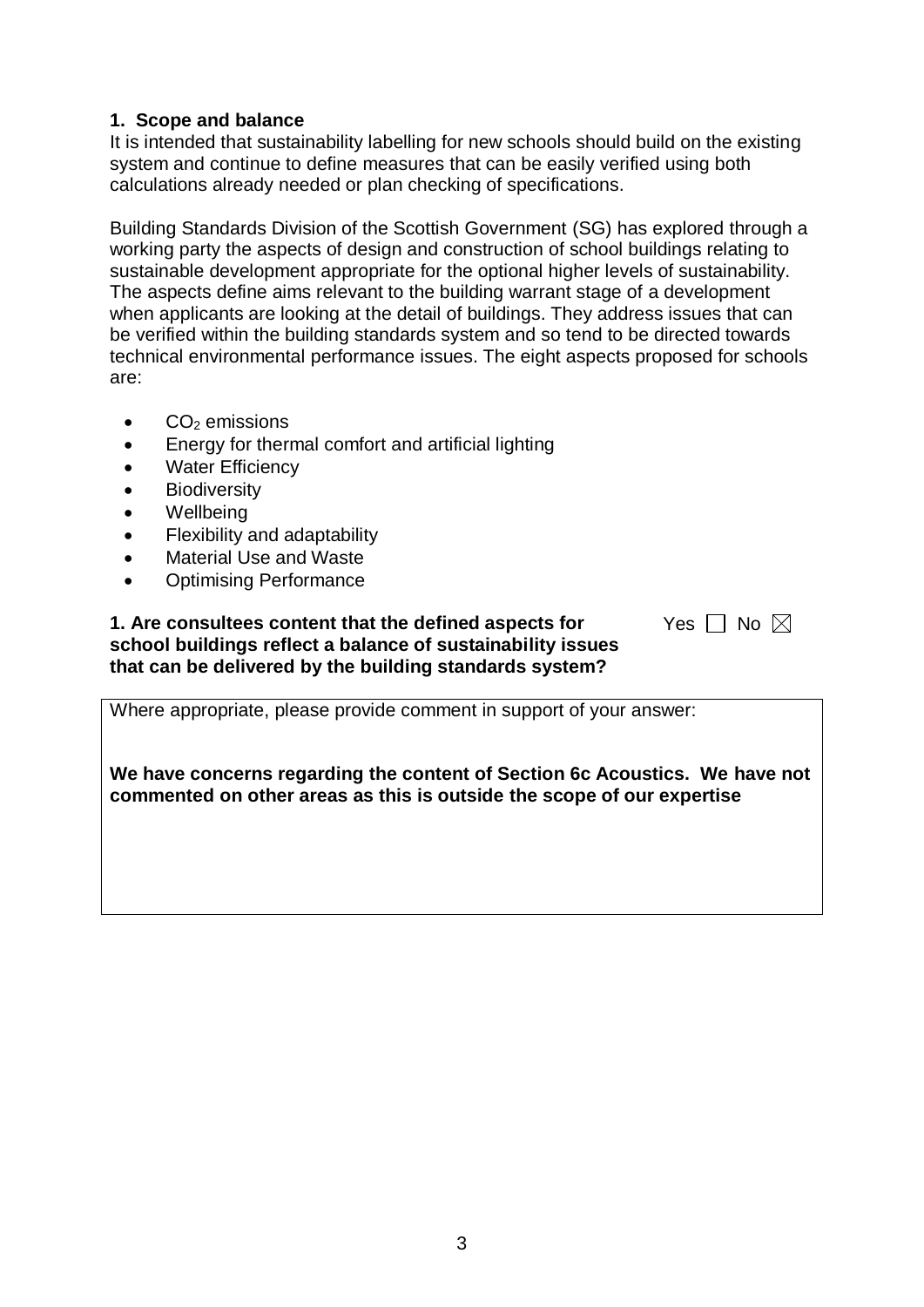## 1. Scope and balance

It is intended that sustainability labelling for new schools should build on the existing system and continue to define measures that can be easily verified using both calculations already needed or plan checking of specifications.

Building Standards Division of the Scottish Government (SG) has explored through a working party the aspects of design and construction of school buildings relating to sustainable development appropriate for the optional higher levels of sustainability. The aspects define aims relevant to the building warrant stage of a development when applicants are looking at the detail of buildings. They address issues that can be verified within the building standards system and so tend to be directed towards technical environmental performance issues. The eight aspects proposed for schools are:

- $CO_2$ emissions
- Energy for thermal comfort and artificial lighting
- Water Efficiency
- Biodiversity
- Wellbeing
- Flexibility and adaptability
- Material Use and Waste
- Optimising Performance

**1. Are consultees content that the defined aspects for school buildings reflect a balance of sustainability issues that can be delivered by the building standards system?**

Yes ☐ No ☒

Where appropriate, please provide comment in support of your answer:

**We have concerns regarding the content of Section 6c Acoustics. We have not commented on other areas as this is outside the scope of our expertise**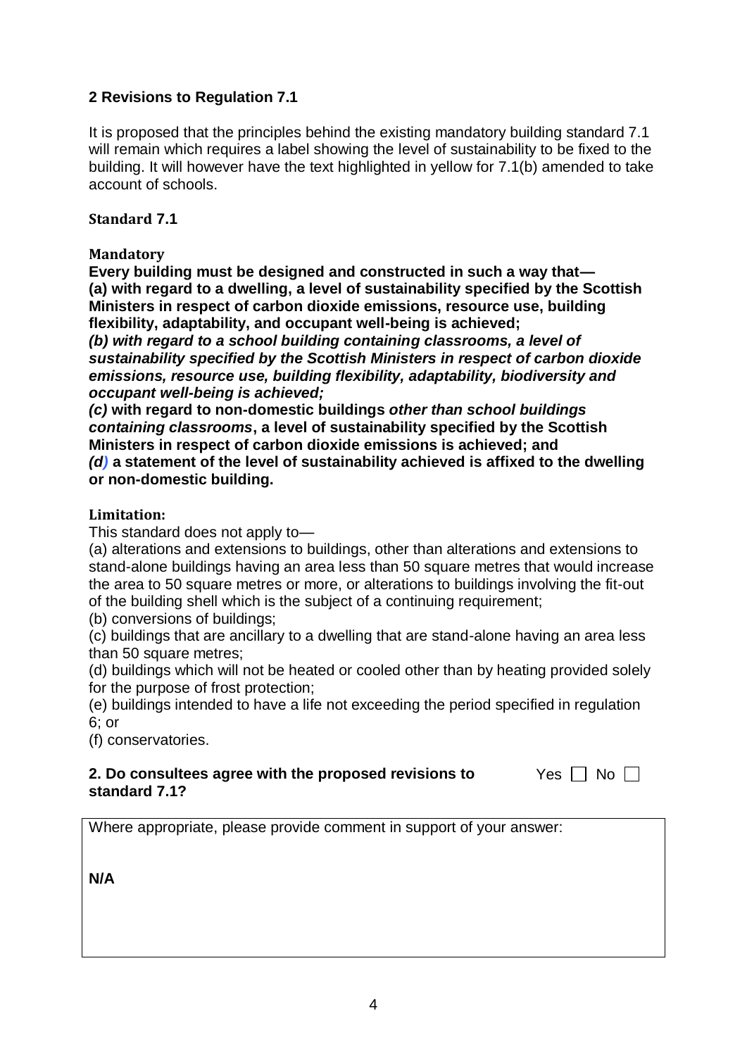## 2 Revisions to Regulation 7.1

It is proposed that the principles behind the existing mandatory building standard 7.1 will remain which requires a label showing the level of sustainability to be fixed to the building. It will however have the text highlighted in yellow for 7.1(b) amended to take account of schools.

### Standard 7.1

**Mandatory**

**Every building must be designed and constructed in such a way that—**

**(a) with regard to a dwelling, a level of sustainability specified by the Scottish Ministers in respect of carbon dioxide emissions, resource use, building flexibility, adaptability, and occupant well-being is achieved;**

***(b) with regard to a school building containing classrooms, a level of sustainability specified by the Scottish Ministers in respect of carbon dioxide emissions, resource use, building flexibility, adaptability, biodiversity and occupant well-being is achieved;***

***(c)* with regard to non-domestic buildings *other than school buildings containing classrooms*, a level of sustainability specified by the Scottish Ministers in respect of carbon dioxide emissions is achieved; and**

***(d)* a statement of the level of sustainability achieved is affixed to the dwelling or non-domestic building.**

**Limitation:**

This standard does not apply to—

(a) alterations and extensions to buildings, other than alterations and extensions to stand-alone buildings having an area less than 50 square metres that would increase the area to 50 square metres or more, or alterations to buildings involving the fit-out of the building shell which is the subject of a continuing requirement;

(b) conversions of buildings;

(c) buildings that are ancillary to a dwelling that are stand-alone having an area less than 50 square metres;

(d) buildings which will not be heated or cooled other than by heating provided solely for the purpose of frost protection;

(e) buildings intended to have a life not exceeding the period specified in regulation 6; or

(f) conservatories.

**2. Do consultees agree with the proposed revisions to standard 7.1?** Yes ☐ No ☐

Where appropriate, please provide comment in support of your answer:

**N/A**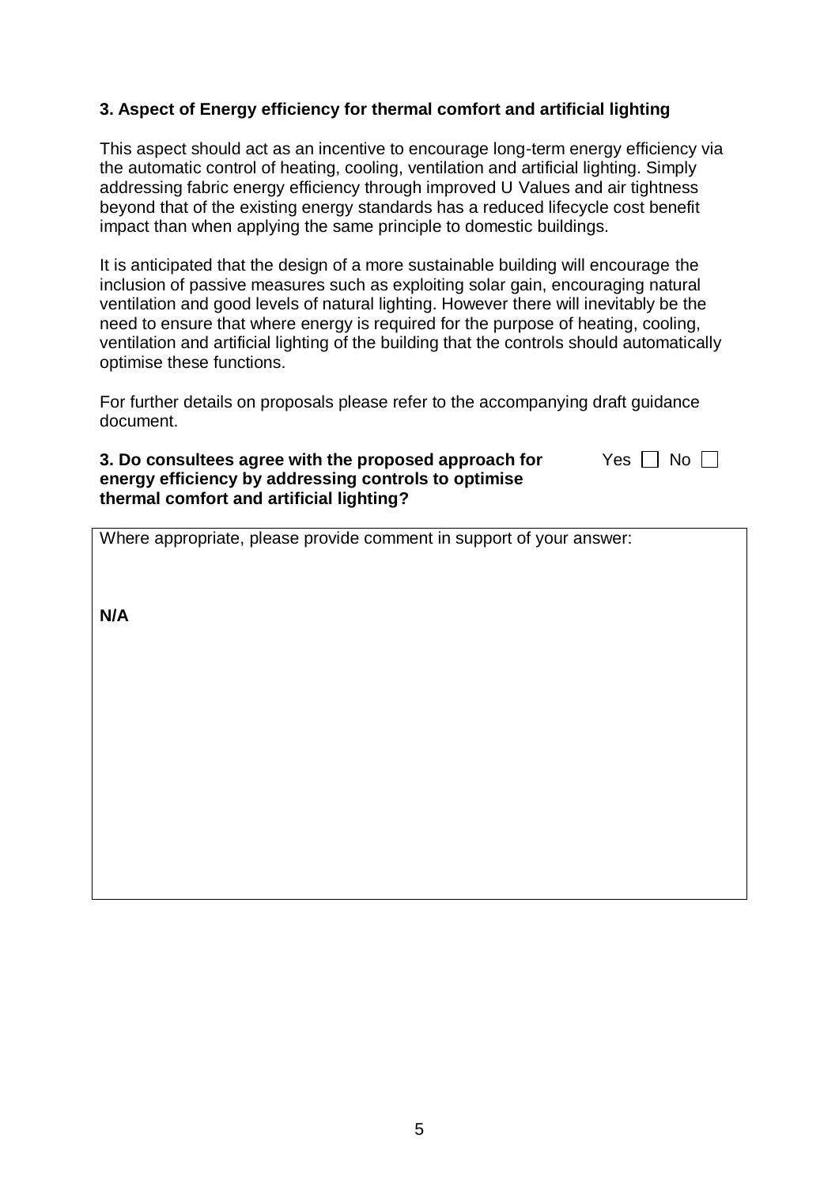### 3. Aspect of Energy efficiency for thermal comfort and artificial lighting

This aspect should act as an incentive to encourage long-term energy efficiency via the automatic control of heating, cooling, ventilation and artificial lighting. Simply addressing fabric energy efficiency through improved U Values and air tightness beyond that of the existing energy standards has a reduced lifecycle cost benefit impact than when applying the same principle to domestic buildings.

It is anticipated that the design of a more sustainable building will encourage the inclusion of passive measures such as exploiting solar gain, encouraging natural ventilation and good levels of natural lighting. However there will inevitably be the need to ensure that where energy is required for the purpose of heating, cooling, ventilation and artificial lighting of the building that the controls should automatically optimise these functions.

For further details on proposals please refer to the accompanying draft guidance document.

**3. Do consultees agree with the proposed approach for energy efficiency by addressing controls to optimise thermal comfort and artificial lighting?** Yes ☐ No ☐

| Where appropriate, please provide comment in support of your answer: |
| --- |
| **N/A** |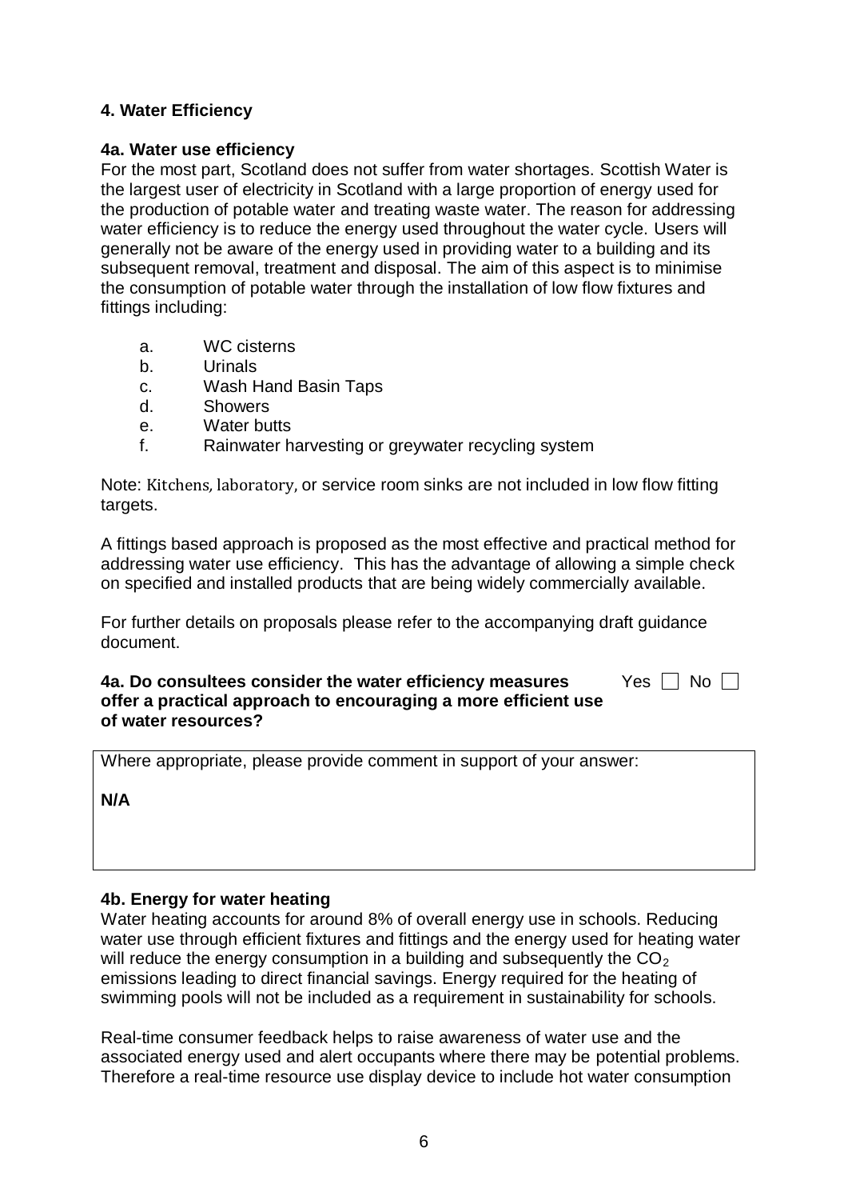### 4. Water Efficiency

#### 4a. Water use efficiency

For the most part, Scotland does not suffer from water shortages. Scottish Water is the largest user of electricity in Scotland with a large proportion of energy used for the production of potable water and treating waste water. The reason for addressing water efficiency is to reduce the energy used throughout the water cycle. Users will generally not be aware of the energy used in providing water to a building and its subsequent removal, treatment and disposal. The aim of this aspect is to minimise the consumption of potable water through the installation of low flow fixtures and fittings including:

a. WC cisterns
b. Urinals
c. Wash Hand Basin Taps
d. Showers
e. Water butts
f. Rainwater harvesting or greywater recycling system

Note: Kitchens, laboratory, or service room sinks are not included in low flow fitting targets.

A fittings based approach is proposed as the most effective and practical method for addressing water use efficiency. This has the advantage of allowing a simple check on specified and installed products that are being widely commercially available.

For further details on proposals please refer to the accompanying draft guidance document.

**4a. Do consultees consider the water efficiency measures offer a practical approach to encouraging a more efficient use of water resources?** Yes ☐ No ☐

Where appropriate, please provide comment in support of your answer:

**N/A**

#### 4b. Energy for water heating

Water heating accounts for around 8% of overall energy use in schools. Reducing water use through efficient fixtures and fittings and the energy used for heating water will reduce the energy consumption in a building and subsequently the $CO_2$ emissions leading to direct financial savings. Energy required for the heating of swimming pools will not be included as a requirement in sustainability for schools.

Real-time consumer feedback helps to raise awareness of water use and the associated energy used and alert occupants where there may be potential problems. Therefore a real-time resource use display device to include hot water consumption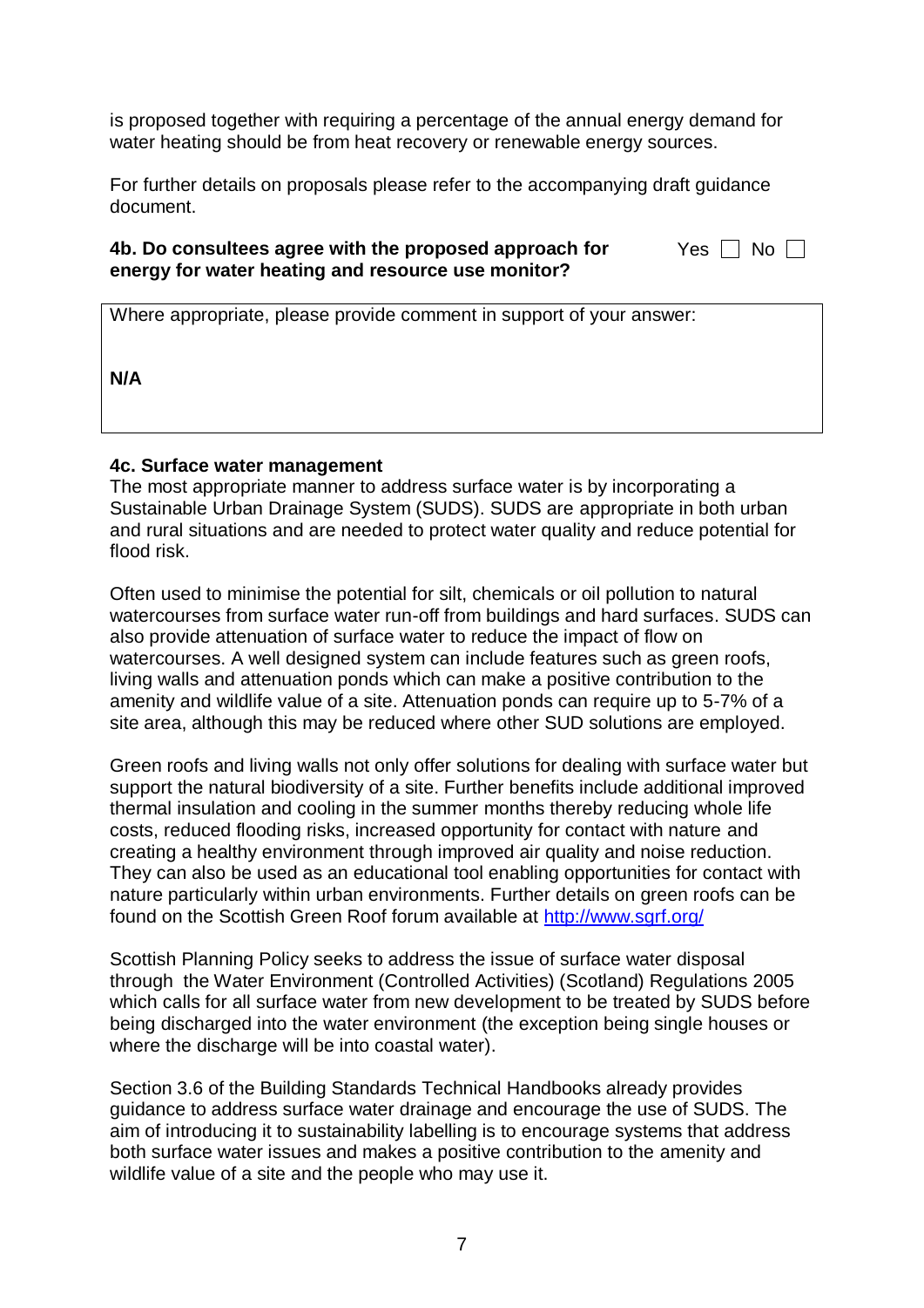is proposed together with requiring a percentage of the annual energy demand for water heating should be from heat recovery or renewable energy sources.

For further details on proposals please refer to the accompanying draft guidance document.

**4b. Do consultees agree with the proposed approach for energy for water heating and resource use monitor?**

Yes ☐ No ☐

| Where appropriate, please provide comment in support of your answer: |
|---|
| **N/A** |

**4c. Surface water management**

The most appropriate manner to address surface water is by incorporating a Sustainable Urban Drainage System (SUDS). SUDS are appropriate in both urban and rural situations and are needed to protect water quality and reduce potential for flood risk.

Often used to minimise the potential for silt, chemicals or oil pollution to natural watercourses from surface water run-off from buildings and hard surfaces. SUDS can also provide attenuation of surface water to reduce the impact of flow on watercourses. A well designed system can include features such as green roofs, living walls and attenuation ponds which can make a positive contribution to the amenity and wildlife value of a site. Attenuation ponds can require up to 5-7% of a site area, although this may be reduced where other SUD solutions are employed.

Green roofs and living walls not only offer solutions for dealing with surface water but support the natural biodiversity of a site. Further benefits include additional improved thermal insulation and cooling in the summer months thereby reducing whole life costs, reduced flooding risks, increased opportunity for contact with nature and creating a healthy environment through improved air quality and noise reduction. They can also be used as an educational tool enabling opportunities for contact with nature particularly within urban environments. Further details on green roofs can be found on the Scottish Green Roof forum available at http://www.sgrf.org/

Scottish Planning Policy seeks to address the issue of surface water disposal through the Water Environment (Controlled Activities) (Scotland) Regulations 2005 which calls for all surface water from new development to be treated by SUDS before being discharged into the water environment (the exception being single houses or where the discharge will be into coastal water).

Section 3.6 of the Building Standards Technical Handbooks already provides guidance to address surface water drainage and encourage the use of SUDS. The aim of introducing it to sustainability labelling is to encourage systems that address both surface water issues and makes a positive contribution to the amenity and wildlife value of a site and the people who may use it.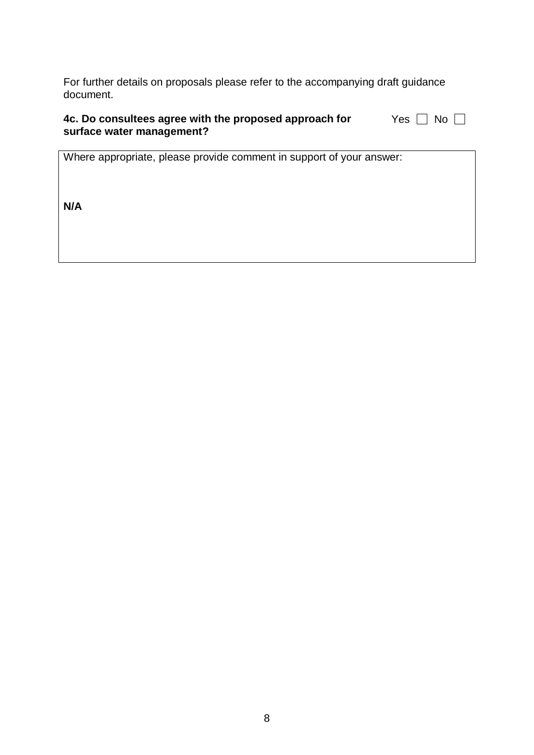For further details on proposals please refer to the accompanying draft guidance document.

**4c. Do consultees agree with the proposed approach for surface water management?** Yes ☐ No ☐

| Where appropriate, please provide comment in support of your answer: |
| --- |
| **N/A** |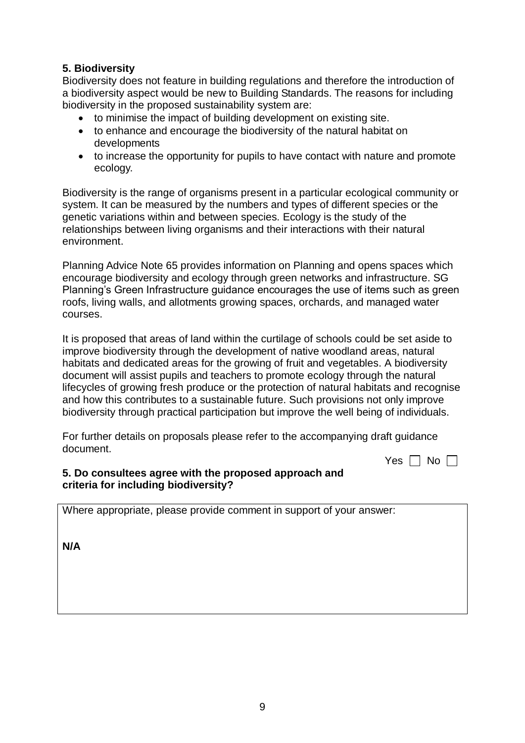**5. Biodiversity**

Biodiversity does not feature in building regulations and therefore the introduction of a biodiversity aspect would be new to Building Standards. The reasons for including biodiversity in the proposed sustainability system are:

- to minimise the impact of building development on existing site.
- to enhance and encourage the biodiversity of the natural habitat on developments
- to increase the opportunity for pupils to have contact with nature and promote ecology.

Biodiversity is the range of organisms present in a particular ecological community or system. It can be measured by the numbers and types of different species or the genetic variations within and between species. Ecology is the study of the relationships between living organisms and their interactions with their natural environment.

Planning Advice Note 65 provides information on Planning and opens spaces which encourage biodiversity and ecology through green networks and infrastructure. SG Planning's Green Infrastructure guidance encourages the use of items such as green roofs, living walls, and allotments growing spaces, orchards, and managed water courses.

It is proposed that areas of land within the curtilage of schools could be set aside to improve biodiversity through the development of native woodland areas, natural habitats and dedicated areas for the growing of fruit and vegetables. A biodiversity document will assist pupils and teachers to promote ecology through the natural lifecycles of growing fresh produce or the protection of natural habitats and recognise and how this contributes to a sustainable future. Such provisions not only improve biodiversity through practical participation but improve the well being of individuals.

For further details on proposals please refer to the accompanying draft guidance document.

**5. Do consultees agree with the proposed approach and criteria for including biodiversity?**

Yes ☐ No ☐

| Where appropriate, please provide comment in support of your answer: |
|---|
| **N/A** |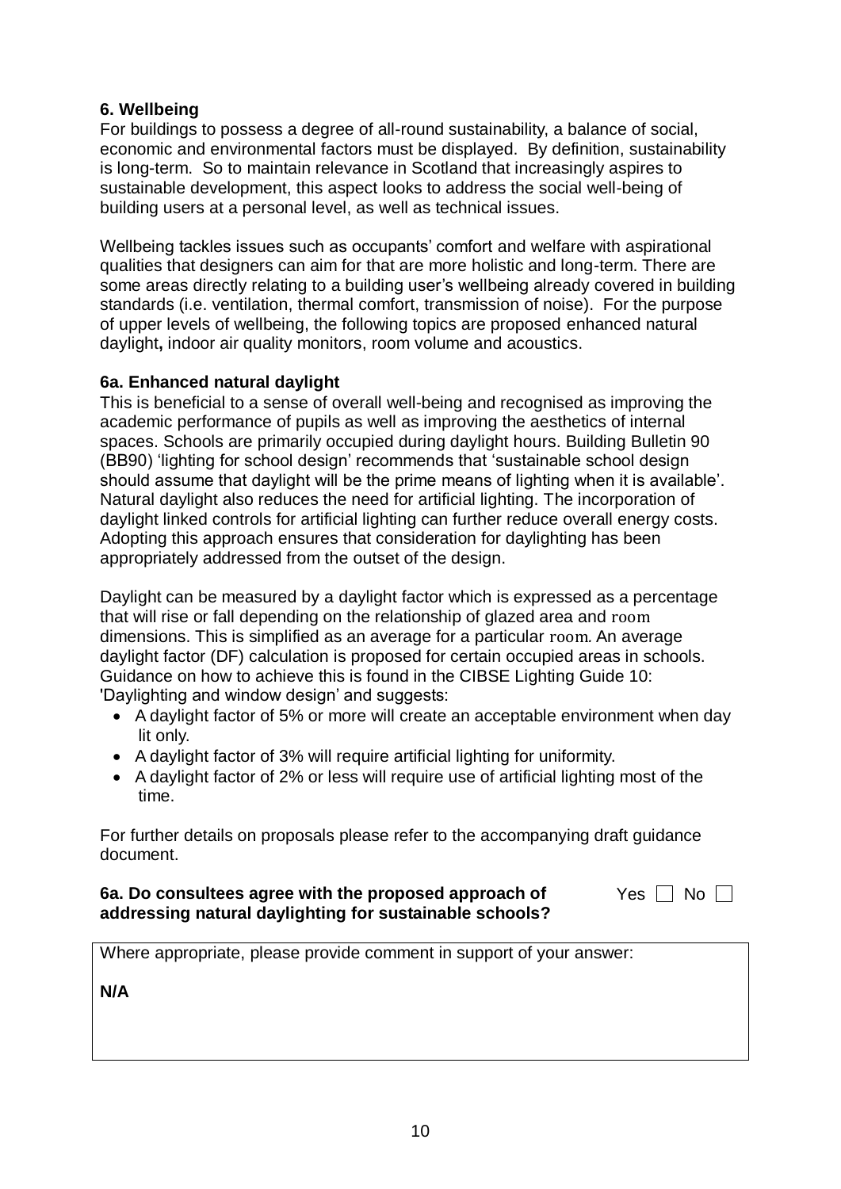### 6. Wellbeing

For buildings to possess a degree of all-round sustainability, a balance of social, economic and environmental factors must be displayed. By definition, sustainability is long-term. So to maintain relevance in Scotland that increasingly aspires to sustainable development, this aspect looks to address the social well-being of building users at a personal level, as well as technical issues.

Wellbeing tackles issues such as occupants' comfort and welfare with aspirational qualities that designers can aim for that are more holistic and long-term. There are some areas directly relating to a building user's wellbeing already covered in building standards (i.e. ventilation, thermal comfort, transmission of noise). For the purpose of upper levels of wellbeing, the following topics are proposed enhanced natural daylight**,** indoor air quality monitors, room volume and acoustics.

### 6a. Enhanced natural daylight

This is beneficial to a sense of overall well-being and recognised as improving the academic performance of pupils as well as improving the aesthetics of internal spaces. Schools are primarily occupied during daylight hours. Building Bulletin 90 (BB90) 'lighting for school design' recommends that 'sustainable school design should assume that daylight will be the prime means of lighting when it is available'. Natural daylight also reduces the need for artificial lighting. The incorporation of daylight linked controls for artificial lighting can further reduce overall energy costs. Adopting this approach ensures that consideration for daylighting has been appropriately addressed from the outset of the design.

Daylight can be measured by a daylight factor which is expressed as a percentage that will rise or fall depending on the relationship of glazed area and room dimensions. This is simplified as an average for a particular room. An average daylight factor (DF) calculation is proposed for certain occupied areas in schools. Guidance on how to achieve this is found in the CIBSE Lighting Guide 10: 'Daylighting and window design' and suggests:

- A daylight factor of 5% or more will create an acceptable environment when day lit only.
- A daylight factor of 3% will require artificial lighting for uniformity.
- A daylight factor of 2% or less will require use of artificial lighting most of the time.

For further details on proposals please refer to the accompanying draft guidance document.

**6a. Do consultees agree with the proposed approach of addressing natural daylighting for sustainable schools?** Yes ☐ No ☐

| Where appropriate, please provide comment in support of your answer: |
|---|
| **N/A** |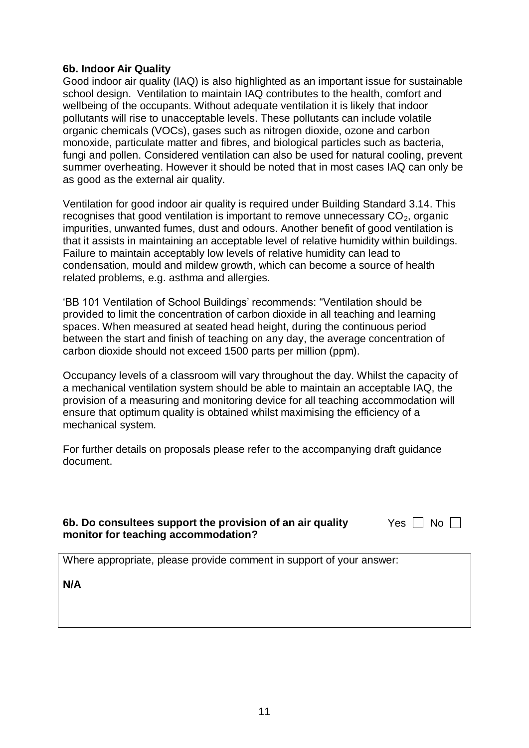### 6b. Indoor Air Quality

Good indoor air quality (IAQ) is also highlighted as an important issue for sustainable school design. Ventilation to maintain IAQ contributes to the health, comfort and wellbeing of the occupants. Without adequate ventilation it is likely that indoor pollutants will rise to unacceptable levels. These pollutants can include volatile organic chemicals (VOCs), gases such as nitrogen dioxide, ozone and carbon monoxide, particulate matter and fibres, and biological particles such as bacteria, fungi and pollen. Considered ventilation can also be used for natural cooling, prevent summer overheating. However it should be noted that in most cases IAQ can only be as good as the external air quality.

Ventilation for good indoor air quality is required under Building Standard 3.14. This recognises that good ventilation is important to remove unnecessary $CO_2$, organic impurities, unwanted fumes, dust and odours. Another benefit of good ventilation is that it assists in maintaining an acceptable level of relative humidity within buildings. Failure to maintain acceptably low levels of relative humidity can lead to condensation, mould and mildew growth, which can become a source of health related problems, e.g. asthma and allergies.

'BB 101 Ventilation of School Buildings' recommends: "Ventilation should be provided to limit the concentration of carbon dioxide in all teaching and learning spaces. When measured at seated head height, during the continuous period between the start and finish of teaching on any day, the average concentration of carbon dioxide should not exceed 1500 parts per million (ppm).

Occupancy levels of a classroom will vary throughout the day. Whilst the capacity of a mechanical ventilation system should be able to maintain an acceptable IAQ, the provision of a measuring and monitoring device for all teaching accommodation will ensure that optimum quality is obtained whilst maximising the efficiency of a mechanical system.

For further details on proposals please refer to the accompanying draft guidance document.

**6b. Do consultees support the provision of an air quality monitor for teaching accommodation?** Yes ☐ No ☐

| Where appropriate, please provide comment in support of your answer:<br><br>**N/A** |
|---|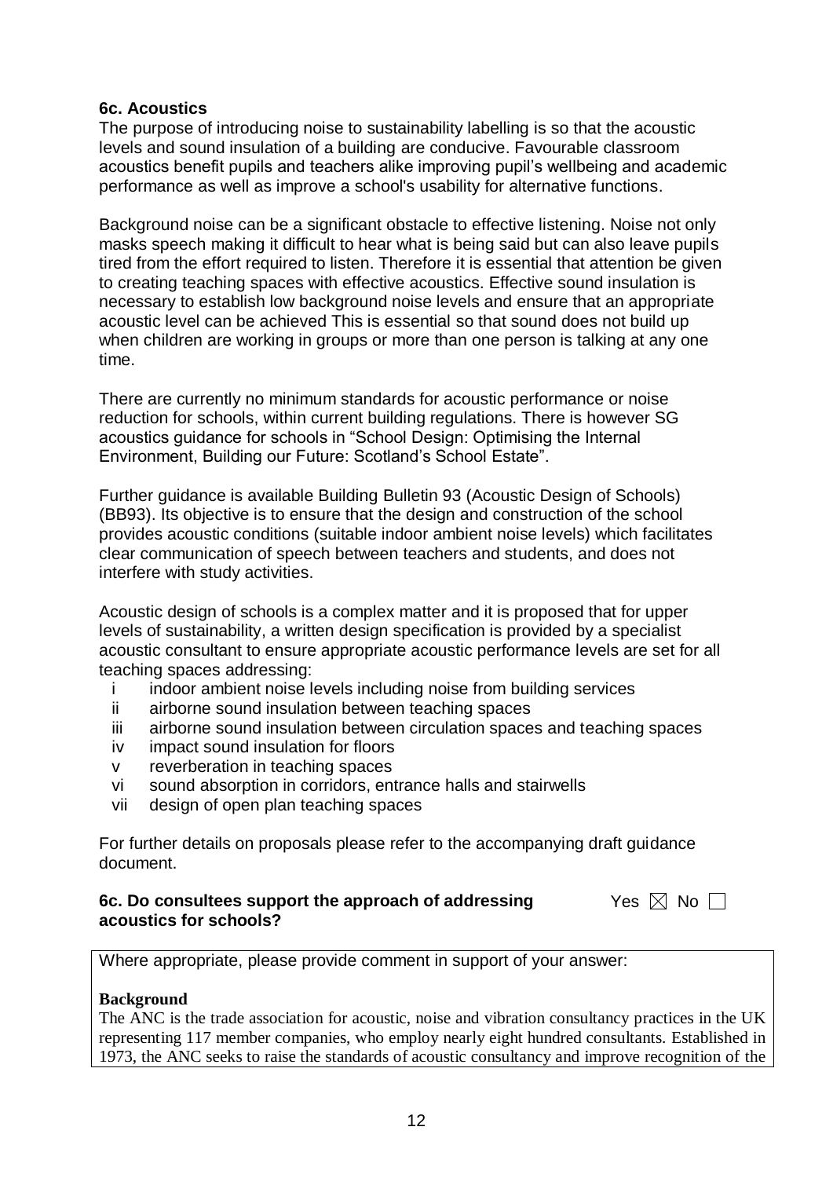### 6c. Acoustics

The purpose of introducing noise to sustainability labelling is so that the acoustic levels and sound insulation of a building are conducive. Favourable classroom acoustics benefit pupils and teachers alike improving pupil's wellbeing and academic performance as well as improve a school's usability for alternative functions.

Background noise can be a significant obstacle to effective listening. Noise not only masks speech making it difficult to hear what is being said but can also leave pupils tired from the effort required to listen. Therefore it is essential that attention be given to creating teaching spaces with effective acoustics. Effective sound insulation is necessary to establish low background noise levels and ensure that an appropriate acoustic level can be achieved This is essential so that sound does not build up when children are working in groups or more than one person is talking at any one time.

There are currently no minimum standards for acoustic performance or noise reduction for schools, within current building regulations. There is however SG acoustics guidance for schools in "School Design: Optimising the Internal Environment, Building our Future: Scotland's School Estate".

Further guidance is available Building Bulletin 93 (Acoustic Design of Schools) (BB93). Its objective is to ensure that the design and construction of the school provides acoustic conditions (suitable indoor ambient noise levels) which facilitates clear communication of speech between teachers and students, and does not interfere with study activities.

Acoustic design of schools is a complex matter and it is proposed that for upper levels of sustainability, a written design specification is provided by a specialist acoustic consultant to ensure appropriate acoustic performance levels are set for all teaching spaces addressing:

- i indoor ambient noise levels including noise from building services
- ii airborne sound insulation between teaching spaces
- iii airborne sound insulation between circulation spaces and teaching spaces
- iv impact sound insulation for floors
- v reverberation in teaching spaces
- vi sound absorption in corridors, entrance halls and stairwells
- vii design of open plan teaching spaces

For further details on proposals please refer to the accompanying draft guidance document.

**6c. Do consultees support the approach of addressing acoustics for schools?** Yes ☒ No ☐

Where appropriate, please provide comment in support of your answer:

**Background**

The ANC is the trade association for acoustic, noise and vibration consultancy practices in the UK representing 117 member companies, who employ nearly eight hundred consultants. Established in 1973, the ANC seeks to raise the standards of acoustic consultancy and improve recognition of the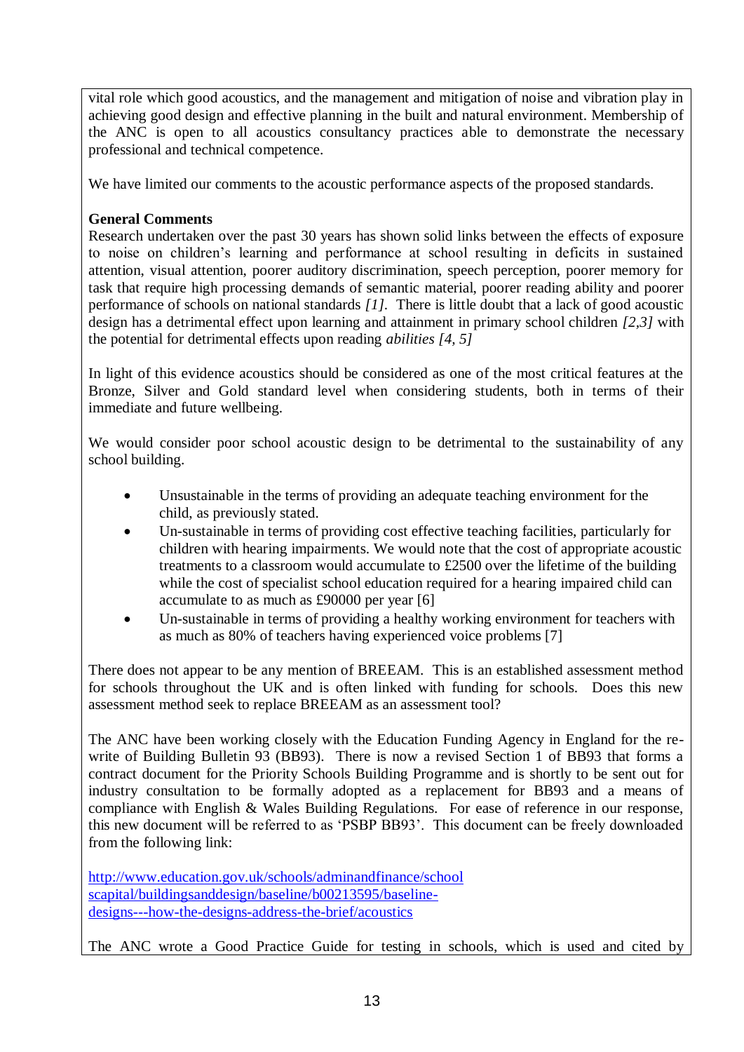vital role which good acoustics, and the management and mitigation of noise and vibration play in achieving good design and effective planning in the built and natural environment. Membership of the ANC is open to all acoustics consultancy practices able to demonstrate the necessary professional and technical competence.

We have limited our comments to the acoustic performance aspects of the proposed standards.

**General Comments**
Research undertaken over the past 30 years has shown solid links between the effects of exposure to noise on children's learning and performance at school resulting in deficits in sustained attention, visual attention, poorer auditory discrimination, speech perception, poorer memory for task that require high processing demands of semantic material, poorer reading ability and poorer performance of schools on national standards *[1]*. There is little doubt that a lack of good acoustic design has a detrimental effect upon learning and attainment in primary school children *[2,3]* with the potential for detrimental effects upon reading *abilities [4, 5]*

In light of this evidence acoustics should be considered as one of the most critical features at the Bronze, Silver and Gold standard level when considering students, both in terms of their immediate and future wellbeing.

We would consider poor school acoustic design to be detrimental to the sustainability of any school building.

- Unsustainable in the terms of providing an adequate teaching environment for the child, as previously stated.
- Un-sustainable in terms of providing cost effective teaching facilities, particularly for children with hearing impairments. We would note that the cost of appropriate acoustic treatments to a classroom would accumulate to £2500 over the lifetime of the building while the cost of specialist school education required for a hearing impaired child can accumulate to as much as £90000 per year [6]
- Un-sustainable in terms of providing a healthy working environment for teachers with as much as 80% of teachers having experienced voice problems [7]

There does not appear to be any mention of BREEAM. This is an established assessment method for schools throughout the UK and is often linked with funding for schools. Does this new assessment method seek to replace BREEAM as an assessment tool?

The ANC have been working closely with the Education Funding Agency in England for the re-write of Building Bulletin 93 (BB93). There is now a revised Section 1 of BB93 that forms a contract document for the Priority Schools Building Programme and is shortly to be sent out for industry consultation to be formally adopted as a replacement for BB93 and a means of compliance with English & Wales Building Regulations. For ease of reference in our response, this new document will be referred to as 'PSBP BB93'. This document can be freely downloaded from the following link:

http://www.education.gov.uk/schools/adminandfinance/schoolscapital/buildingsanddesign/baseline/b00213595/baseline-designs---how-the-designs-address-the-brief/acoustics

The ANC wrote a Good Practice Guide for testing in schools, which is used and cited by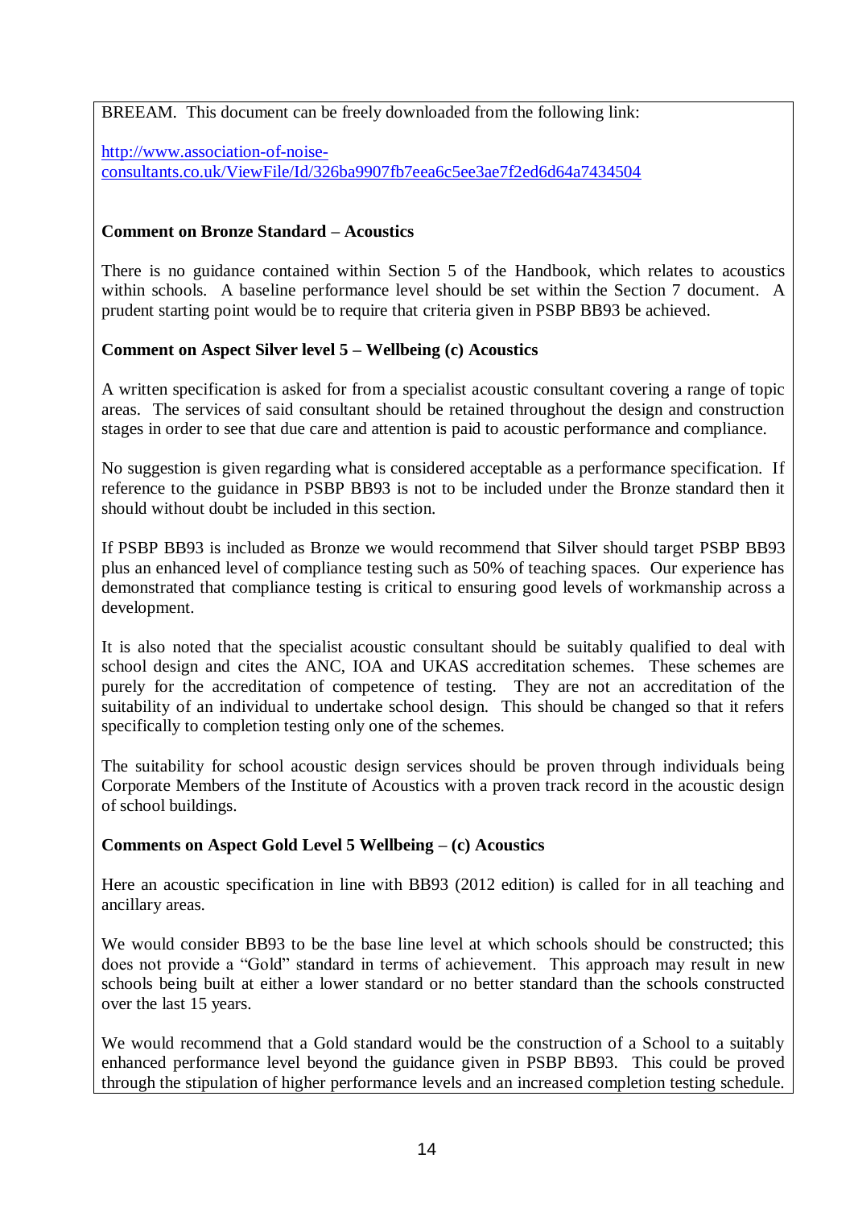BREEAM. This document can be freely downloaded from the following link:

[http://www.association-of-noise-consultants.co.uk/ViewFile/Id/326ba9907fb7eea6c5ee3ae7f2ed6d64a7434504](http://www.association-of-noise-consultants.co.uk/ViewFile/Id/326ba9907fb7eea6c5ee3ae7f2ed6d64a7434504)

**Comment on Bronze Standard – Acoustics**

There is no guidance contained within Section 5 of the Handbook, which relates to acoustics within schools. A baseline performance level should be set within the Section 7 document. A prudent starting point would be to require that criteria given in PSBP BB93 be achieved.

**Comment on Aspect Silver level 5 – Wellbeing (c) Acoustics**

A written specification is asked for from a specialist acoustic consultant covering a range of topic areas. The services of said consultant should be retained throughout the design and construction stages in order to see that due care and attention is paid to acoustic performance and compliance.

No suggestion is given regarding what is considered acceptable as a performance specification. If reference to the guidance in PSBP BB93 is not to be included under the Bronze standard then it should without doubt be included in this section.

If PSBP BB93 is included as Bronze we would recommend that Silver should target PSBP BB93 plus an enhanced level of compliance testing such as 50% of teaching spaces. Our experience has demonstrated that compliance testing is critical to ensuring good levels of workmanship across a development.

It is also noted that the specialist acoustic consultant should be suitably qualified to deal with school design and cites the ANC, IOA and UKAS accreditation schemes. These schemes are purely for the accreditation of competence of testing. They are not an accreditation of the suitability of an individual to undertake school design. This should be changed so that it refers specifically to completion testing only one of the schemes.

The suitability for school acoustic design services should be proven through individuals being Corporate Members of the Institute of Acoustics with a proven track record in the acoustic design of school buildings.

**Comments on Aspect Gold Level 5 Wellbeing – (c) Acoustics**

Here an acoustic specification in line with BB93 (2012 edition) is called for in all teaching and ancillary areas.

We would consider BB93 to be the base line level at which schools should be constructed; this does not provide a "Gold" standard in terms of achievement. This approach may result in new schools being built at either a lower standard or no better standard than the schools constructed over the last 15 years.

We would recommend that a Gold standard would be the construction of a School to a suitably enhanced performance level beyond the guidance given in PSBP BB93. This could be proved through the stipulation of higher performance levels and an increased completion testing schedule.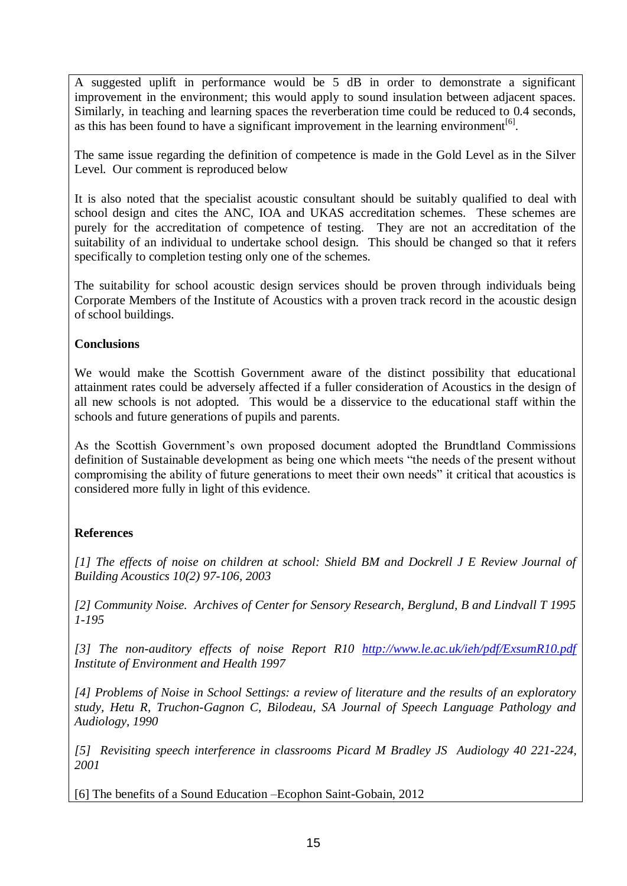A suggested uplift in performance would be 5 dB in order to demonstrate a significant improvement in the environment; this would apply to sound insulation between adjacent spaces. Similarly, in teaching and learning spaces the reverberation time could be reduced to 0.4 seconds, as this has been found to have a significant improvement in the learning environment[6].

The same issue regarding the definition of competence is made in the Gold Level as in the Silver Level. Our comment is reproduced below

It is also noted that the specialist acoustic consultant should be suitably qualified to deal with school design and cites the ANC, IOA and UKAS accreditation schemes. These schemes are purely for the accreditation of competence of testing. They are not an accreditation of the suitability of an individual to undertake school design. This should be changed so that it refers specifically to completion testing only one of the schemes.

The suitability for school acoustic design services should be proven through individuals being Corporate Members of the Institute of Acoustics with a proven track record in the acoustic design of school buildings.

**Conclusions**

We would make the Scottish Government aware of the distinct possibility that educational attainment rates could be adversely affected if a fuller consideration of Acoustics in the design of all new schools is not adopted. This would be a disservice to the educational staff within the schools and future generations of pupils and parents.

As the Scottish Government's own proposed document adopted the Brundtland Commissions definition of Sustainable development as being one which meets "the needs of the present without compromising the ability of future generations to meet their own needs" it critical that acoustics is considered more fully in light of this evidence.

**References**

*[1] The effects of noise on children at school: Shield BM and Dockrell J E Review Journal of Building Acoustics 10(2) 97-106, 2003*

*[2] Community Noise. Archives of Center for Sensory Research, Berglund, B and Lindvall T 1995 1-195*

*[3] The non-auditory effects of noise Report R10 [http://www.le.ac.uk/ieh/pdf/ExsumR10.pdf](http://www.le.ac.uk/ieh/pdf/ExsumR10.pdf) Institute of Environment and Health 1997*

*[4] Problems of Noise in School Settings: a review of literature and the results of an exploratory study, Hetu R, Truchon-Gagnon C, Bilodeau, SA Journal of Speech Language Pathology and Audiology, 1990*

*[5] Revisiting speech interference in classrooms Picard M Bradley JS Audiology 40 221-224, 2001*

[6] The benefits of a Sound Education –Ecophon Saint-Gobain, 2012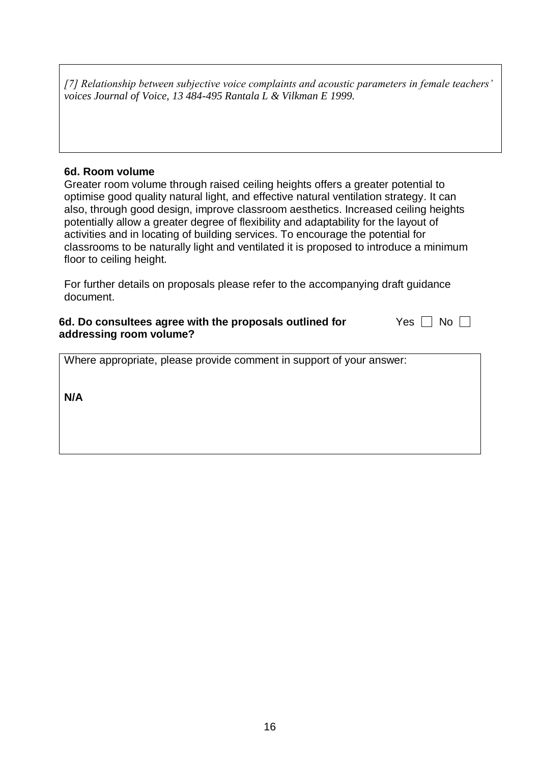*[7] Relationship between subjective voice complaints and acoustic parameters in female teachers' voices Journal of Voice, 13 484-495 Rantala L & Vilkman E 1999.*

**6d. Room volume**

Greater room volume through raised ceiling heights offers a greater potential to optimise good quality natural light, and effective natural ventilation strategy. It can also, through good design, improve classroom aesthetics. Increased ceiling heights potentially allow a greater degree of flexibility and adaptability for the layout of activities and in locating of building services. To encourage the potential for classrooms to be naturally light and ventilated it is proposed to introduce a minimum floor to ceiling height.

For further details on proposals please refer to the accompanying draft guidance document.

**6d. Do consultees agree with the proposals outlined for addressing room volume?** Yes ☐ No ☐

Where appropriate, please provide comment in support of your answer:

**N/A**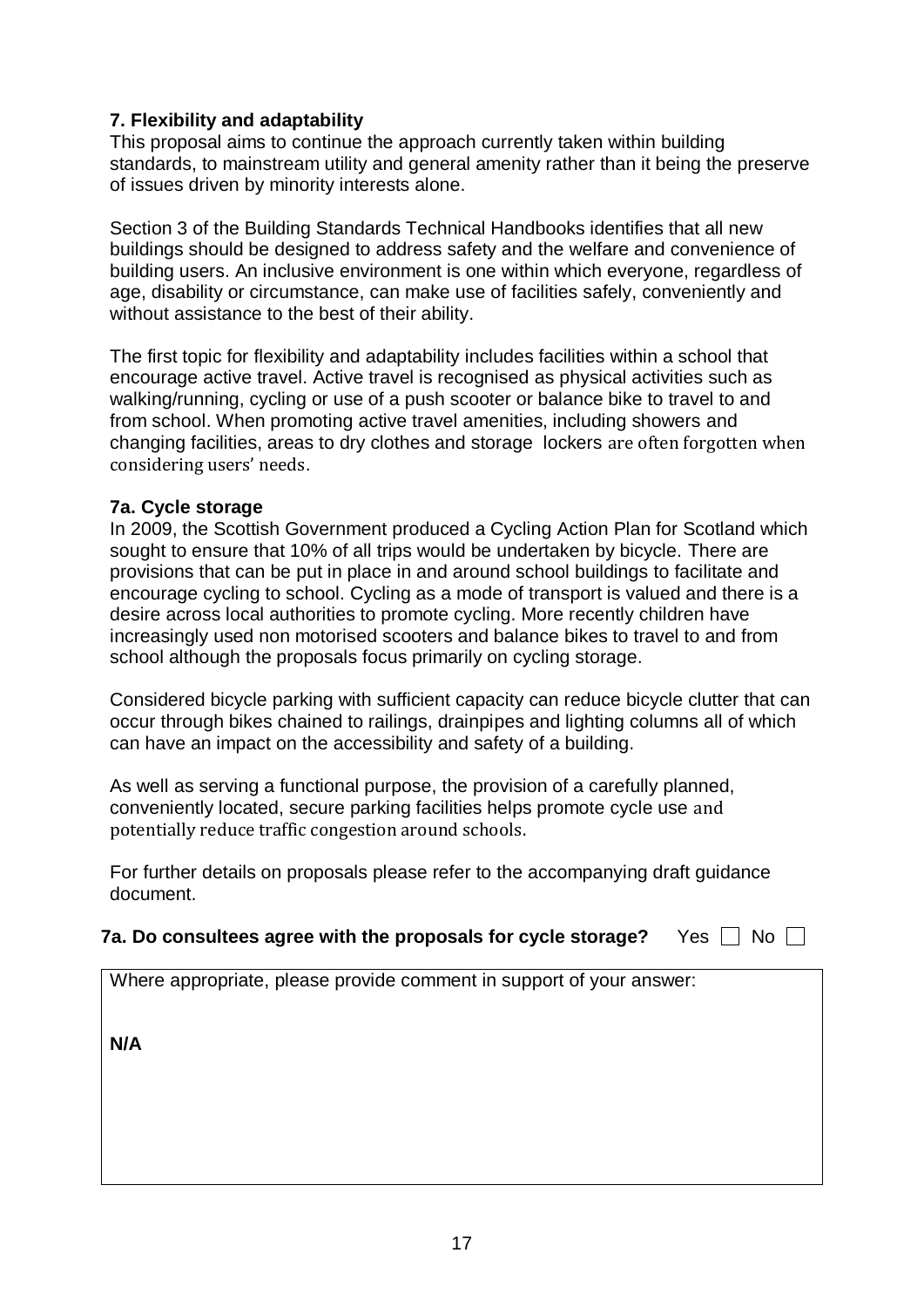### 7. Flexibility and adaptability

This proposal aims to continue the approach currently taken within building standards, to mainstream utility and general amenity rather than it being the preserve of issues driven by minority interests alone.

Section 3 of the Building Standards Technical Handbooks identifies that all new buildings should be designed to address safety and the welfare and convenience of building users. An inclusive environment is one within which everyone, regardless of age, disability or circumstance, can make use of facilities safely, conveniently and without assistance to the best of their ability.

The first topic for flexibility and adaptability includes facilities within a school that encourage active travel. Active travel is recognised as physical activities such as walking/running, cycling or use of a push scooter or balance bike to travel to and from school. When promoting active travel amenities, including showers and changing facilities, areas to dry clothes and storage lockers are often forgotten when considering users' needs.

### 7a. Cycle storage

In 2009, the Scottish Government produced a Cycling Action Plan for Scotland which sought to ensure that 10% of all trips would be undertaken by bicycle. There are provisions that can be put in place in and around school buildings to facilitate and encourage cycling to school. Cycling as a mode of transport is valued and there is a desire across local authorities to promote cycling. More recently children have increasingly used non motorised scooters and balance bikes to travel to and from school although the proposals focus primarily on cycling storage.

Considered bicycle parking with sufficient capacity can reduce bicycle clutter that can occur through bikes chained to railings, drainpipes and lighting columns all of which can have an impact on the accessibility and safety of a building.

As well as serving a functional purpose, the provision of a carefully planned, conveniently located, secure parking facilities helps promote cycle use and potentially reduce traffic congestion around schools.

For further details on proposals please refer to the accompanying draft guidance document.

**7a. Do consultees agree with the proposals for cycle storage?** Yes ☐ No ☐

| Where appropriate, please provide comment in support of your answer: |
|---|
| **N/A** |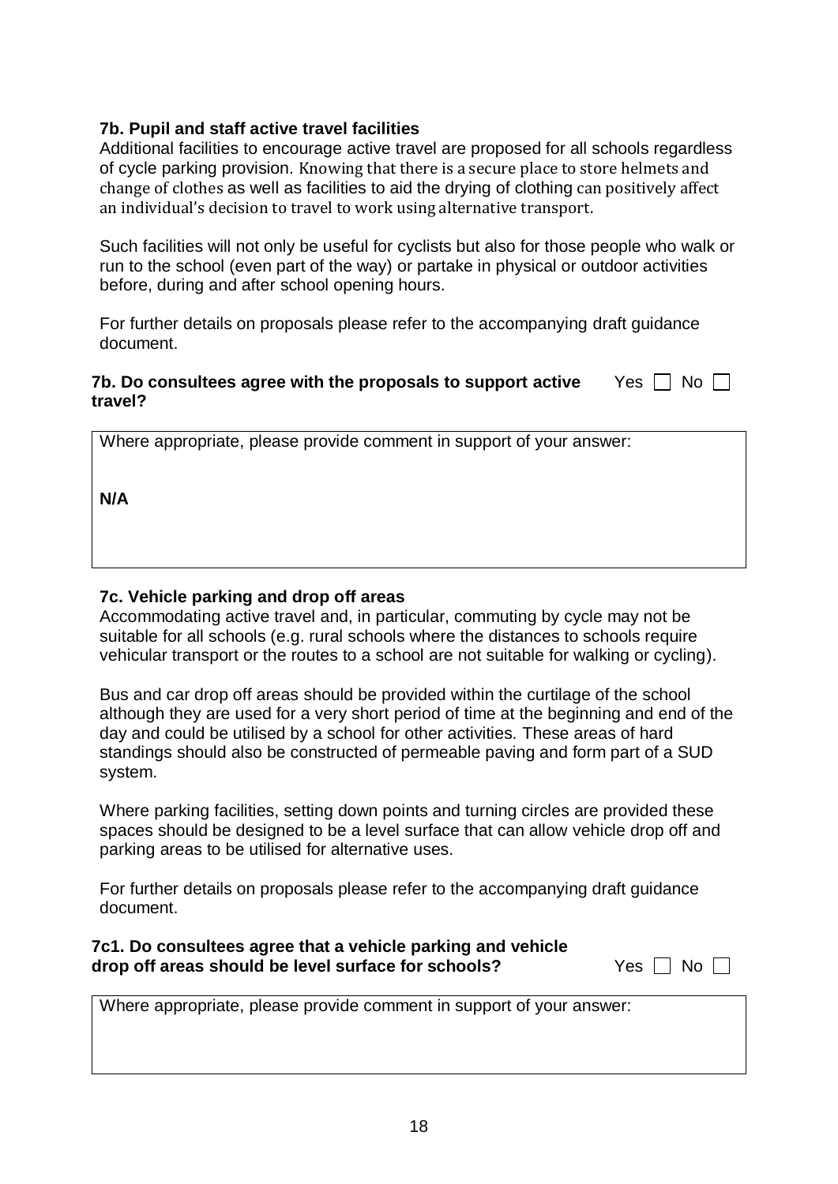### 7b. Pupil and staff active travel facilities

Additional facilities to encourage active travel are proposed for all schools regardless of cycle parking provision. Knowing that there is a secure place to store helmets and change of clothes as well as facilities to aid the drying of clothing can positively affect an individual's decision to travel to work using alternative transport.

Such facilities will not only be useful for cyclists but also for those people who walk or run to the school (even part of the way) or partake in physical or outdoor activities before, during and after school opening hours.

For further details on proposals please refer to the accompanying draft guidance document.

**7b. Do consultees agree with the proposals to support active travel?** Yes ☐ No ☐

| Where appropriate, please provide comment in support of your answer: |
|---|
| **N/A** |

### 7c. Vehicle parking and drop off areas

Accommodating active travel and, in particular, commuting by cycle may not be suitable for all schools (e.g. rural schools where the distances to schools require vehicular transport or the routes to a school are not suitable for walking or cycling).

Bus and car drop off areas should be provided within the curtilage of the school although they are used for a very short period of time at the beginning and end of the day and could be utilised by a school for other activities. These areas of hard standings should also be constructed of permeable paving and form part of a SUD system.

Where parking facilities, setting down points and turning circles are provided these spaces should be designed to be a level surface that can allow vehicle drop off and parking areas to be utilised for alternative uses.

For further details on proposals please refer to the accompanying draft guidance document.

**7c1. Do consultees agree that a vehicle parking and vehicle drop off areas should be level surface for schools?** Yes ☐ No ☐

| Where appropriate, please provide comment in support of your answer: |
|---|
| |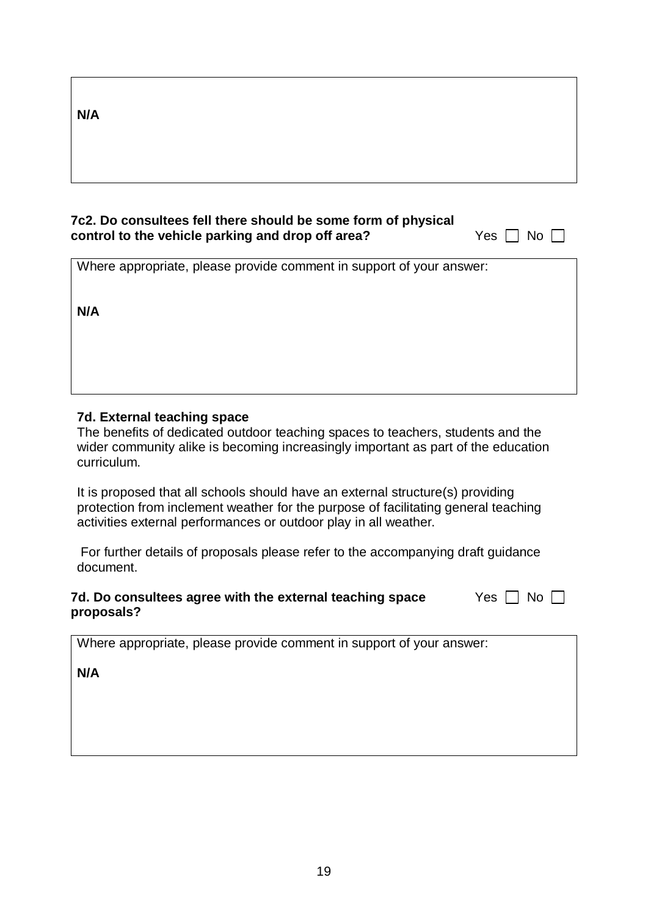**N/A**

**7c2. Do consultees fell there should be some form of physical control to the vehicle parking and drop off area?** Yes ☐ No ☐

Where appropriate, please provide comment in support of your answer:

**N/A**

**7d. External teaching space**

The benefits of dedicated outdoor teaching spaces to teachers, students and the wider community alike is becoming increasingly important as part of the education curriculum.

It is proposed that all schools should have an external structure(s) providing protection from inclement weather for the purpose of facilitating general teaching activities external performances or outdoor play in all weather.

For further details of proposals please refer to the accompanying draft guidance document.

**7d. Do consultees agree with the external teaching space proposals?** Yes ☐ No ☐

Where appropriate, please provide comment in support of your answer:

**N/A**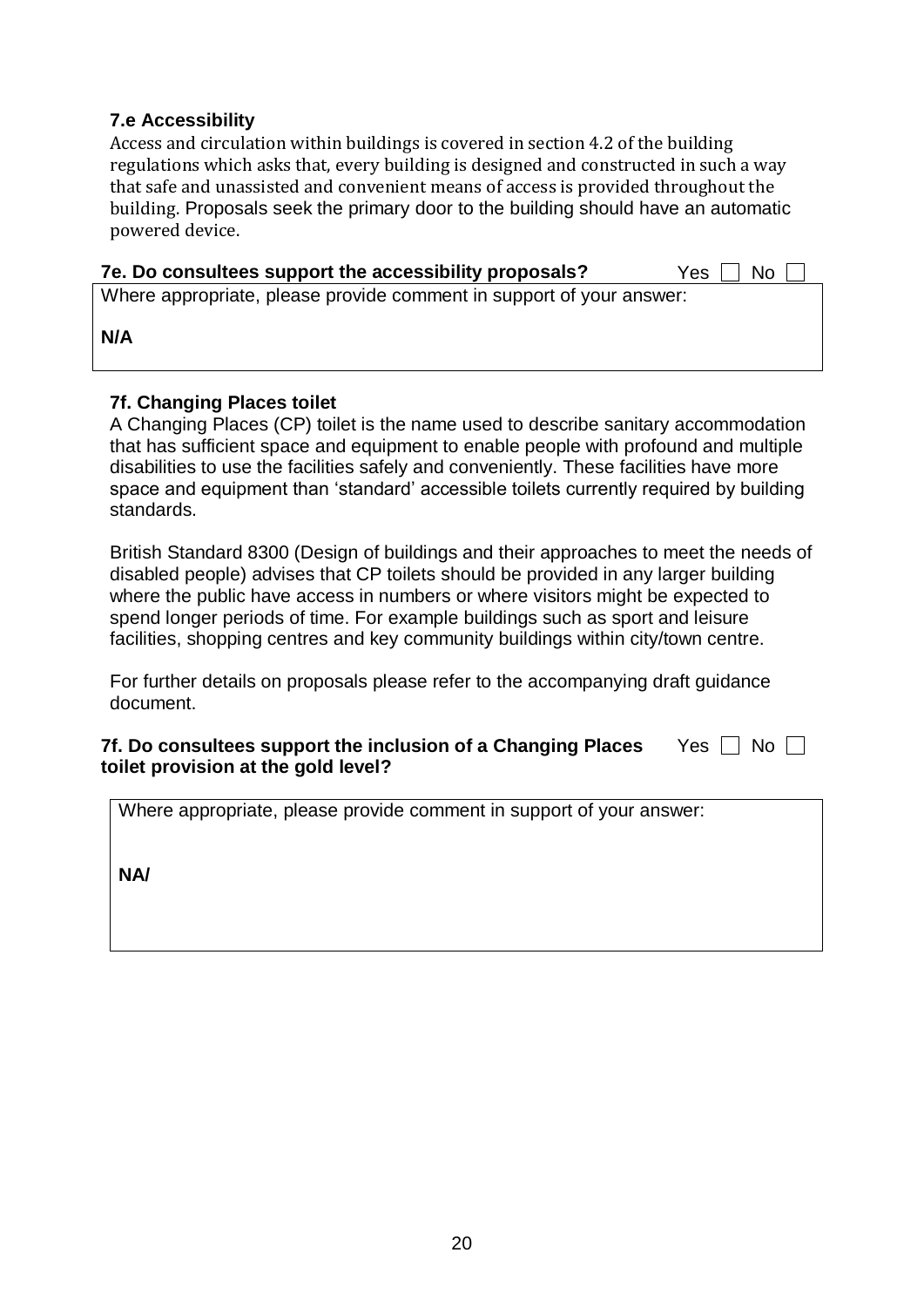### 7.e Accessibility

Access and circulation within buildings is covered in section 4.2 of the building regulations which asks that, every building is designed and constructed in such a way that safe and unassisted and convenient means of access is provided throughout the building. Proposals seek the primary door to the building should have an automatic powered device.

**7e. Do consultees support the accessibility proposals?** Yes ☐ No ☐

| Where appropriate, please provide comment in support of your answer:<br><br>**N/A** |
|---|

### 7f. Changing Places toilet

A Changing Places (CP) toilet is the name used to describe sanitary accommodation that has sufficient space and equipment to enable people with profound and multiple disabilities to use the facilities safely and conveniently. These facilities have more space and equipment than 'standard' accessible toilets currently required by building standards.

British Standard 8300 (Design of buildings and their approaches to meet the needs of disabled people) advises that CP toilets should be provided in any larger building where the public have access in numbers or where visitors might be expected to spend longer periods of time. For example buildings such as sport and leisure facilities, shopping centres and key community buildings within city/town centre.

For further details on proposals please refer to the accompanying draft guidance document.

**7f. Do consultees support the inclusion of a Changing Places toilet provision at the gold level?** Yes ☐ No ☐

| Where appropriate, please provide comment in support of your answer:<br><br>**NA/** |
|---|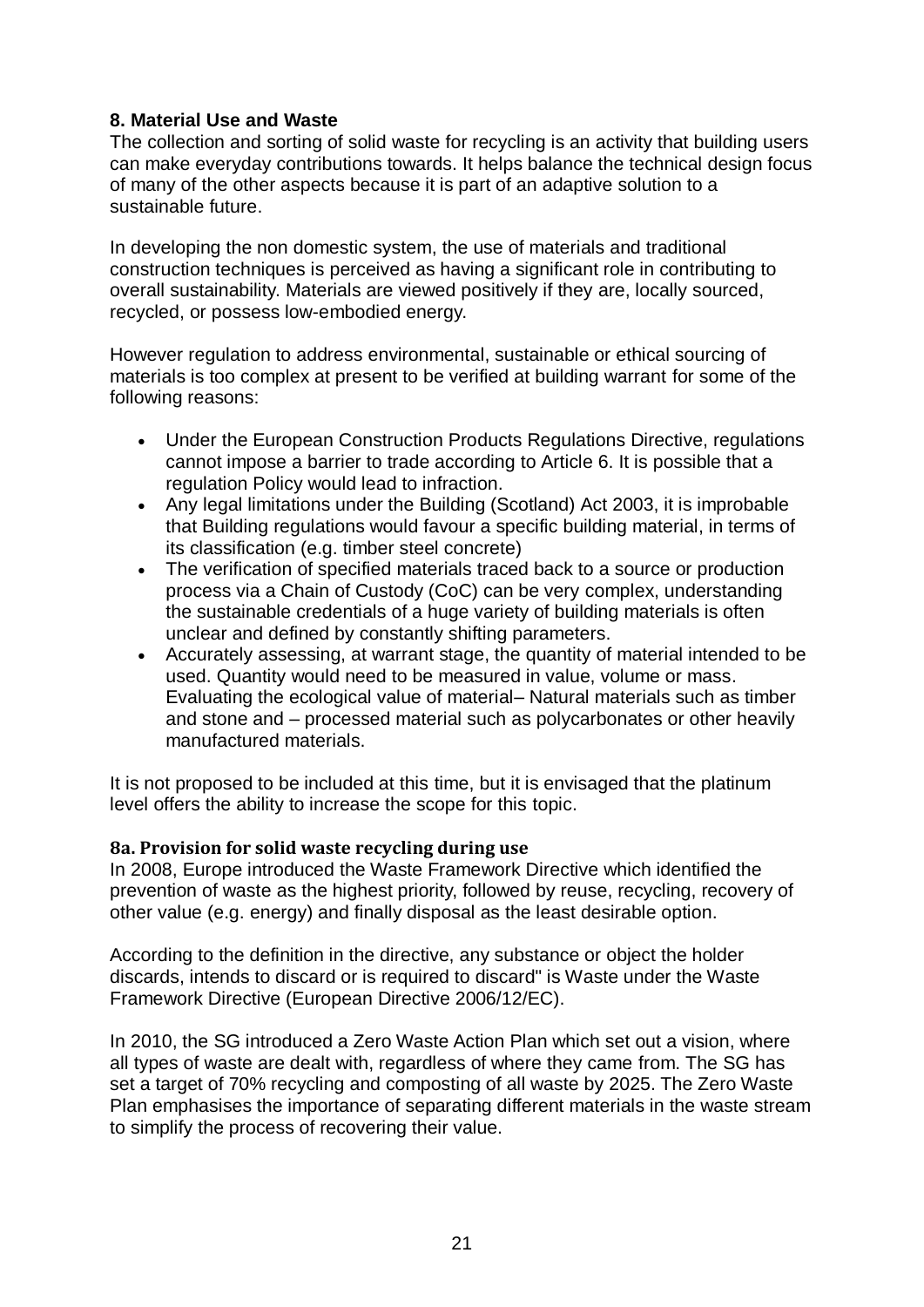## 8. Material Use and Waste

The collection and sorting of solid waste for recycling is an activity that building users can make everyday contributions towards. It helps balance the technical design focus of many of the other aspects because it is part of an adaptive solution to a sustainable future.

In developing the non domestic system, the use of materials and traditional construction techniques is perceived as having a significant role in contributing to overall sustainability. Materials are viewed positively if they are, locally sourced, recycled, or possess low-embodied energy.

However regulation to address environmental, sustainable or ethical sourcing of materials is too complex at present to be verified at building warrant for some of the following reasons:

- Under the European Construction Products Regulations Directive, regulations cannot impose a barrier to trade according to Article 6. It is possible that a regulation Policy would lead to infraction.
- Any legal limitations under the Building (Scotland) Act 2003, it is improbable that Building regulations would favour a specific building material, in terms of its classification (e.g. timber steel concrete)
- The verification of specified materials traced back to a source or production process via a Chain of Custody (CoC) can be very complex, understanding the sustainable credentials of a huge variety of building materials is often unclear and defined by constantly shifting parameters.
- Accurately assessing, at warrant stage, the quantity of material intended to be used. Quantity would need to be measured in value, volume or mass. Evaluating the ecological value of material– Natural materials such as timber and stone and – processed material such as polycarbonates or other heavily manufactured materials.

It is not proposed to be included at this time, but it is envisaged that the platinum level offers the ability to increase the scope for this topic.

### 8a. Provision for solid waste recycling during use

In 2008, Europe introduced the Waste Framework Directive which identified the prevention of waste as the highest priority, followed by reuse, recycling, recovery of other value (e.g. energy) and finally disposal as the least desirable option.

According to the definition in the directive, any substance or object the holder discards, intends to discard or is required to discard" is Waste under the Waste Framework Directive (European Directive 2006/12/EC).

In 2010, the SG introduced a Zero Waste Action Plan which set out a vision, where all types of waste are dealt with, regardless of where they came from. The SG has set a target of 70% recycling and composting of all waste by 2025. The Zero Waste Plan emphasises the importance of separating different materials in the waste stream to simplify the process of recovering their value.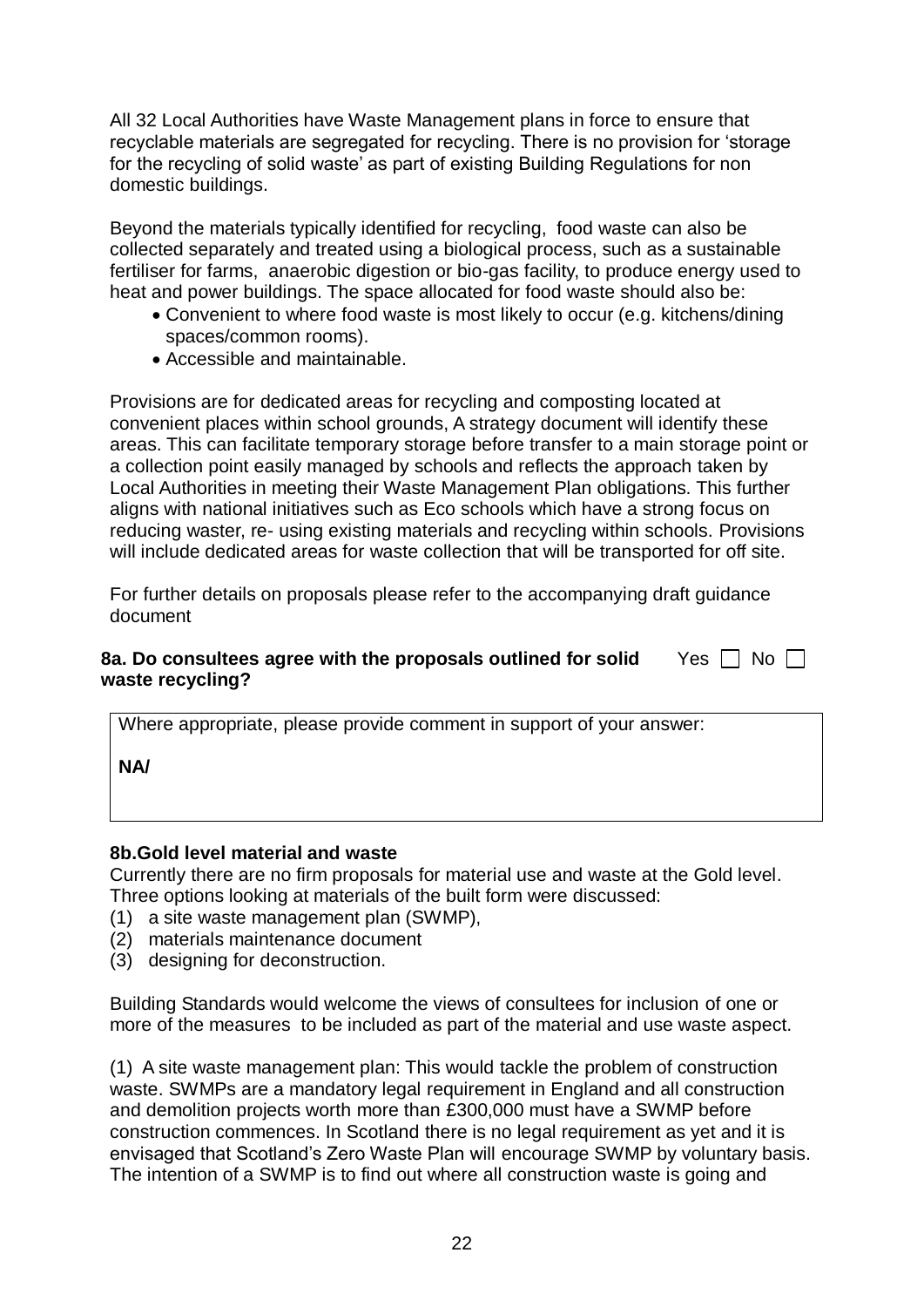All 32 Local Authorities have Waste Management plans in force to ensure that recyclable materials are segregated for recycling. There is no provision for 'storage for the recycling of solid waste' as part of existing Building Regulations for non domestic buildings.

Beyond the materials typically identified for recycling, food waste can also be collected separately and treated using a biological process, such as a sustainable fertiliser for farms, anaerobic digestion or bio-gas facility, to produce energy used to heat and power buildings. The space allocated for food waste should also be:

- Convenient to where food waste is most likely to occur (e.g. kitchens/dining spaces/common rooms).
- Accessible and maintainable.

Provisions are for dedicated areas for recycling and composting located at convenient places within school grounds, A strategy document will identify these areas. This can facilitate temporary storage before transfer to a main storage point or a collection point easily managed by schools and reflects the approach taken by Local Authorities in meeting their Waste Management Plan obligations. This further aligns with national initiatives such as Eco schools which have a strong focus on reducing waster, re- using existing materials and recycling within schools. Provisions will include dedicated areas for waste collection that will be transported for off site.

For further details on proposals please refer to the accompanying draft guidance document

**8a. Do consultees agree with the proposals outlined for solid waste recycling?** Yes ☐ No ☐

| Where appropriate, please provide comment in support of your answer: |
|---|
| **NA/** |

**8b.Gold level material and waste**

Currently there are no firm proposals for material use and waste at the Gold level. Three options looking at materials of the built form were discussed:

(1) a site waste management plan (SWMP),
(2) materials maintenance document
(3) designing for deconstruction.

Building Standards would welcome the views of consultees for inclusion of one or more of the measures to be included as part of the material and use waste aspect.

(1) A site waste management plan: This would tackle the problem of construction waste. SWMPs are a mandatory legal requirement in England and all construction and demolition projects worth more than £300,000 must have a SWMP before construction commences. In Scotland there is no legal requirement as yet and it is envisaged that Scotland's Zero Waste Plan will encourage SWMP by voluntary basis. The intention of a SWMP is to find out where all construction waste is going and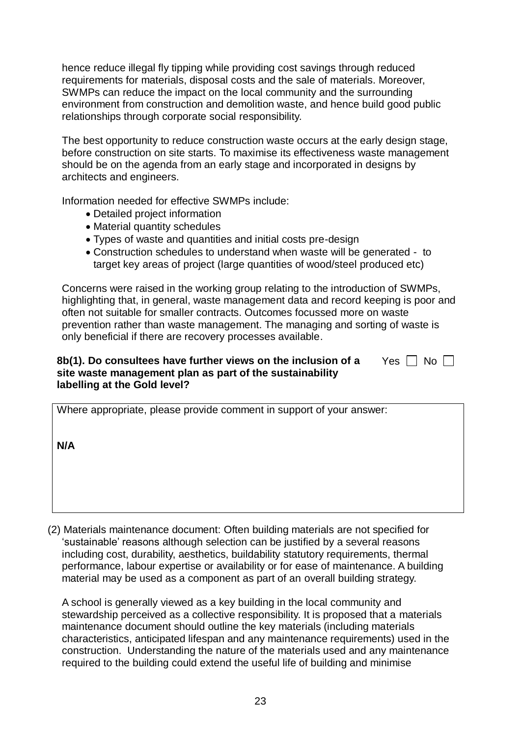hence reduce illegal fly tipping while providing cost savings through reduced requirements for materials, disposal costs and the sale of materials. Moreover, SWMPs can reduce the impact on the local community and the surrounding environment from construction and demolition waste, and hence build good public relationships through corporate social responsibility.

The best opportunity to reduce construction waste occurs at the early design stage, before construction on site starts. To maximise its effectiveness waste management should be on the agenda from an early stage and incorporated in designs by architects and engineers.

Information needed for effective SWMPs include:

- Detailed project information
- Material quantity schedules
- Types of waste and quantities and initial costs pre-design
- Construction schedules to understand when waste will be generated - to target key areas of project (large quantities of wood/steel produced etc)

Concerns were raised in the working group relating to the introduction of SWMPs, highlighting that, in general, waste management data and record keeping is poor and often not suitable for smaller contracts. Outcomes focussed more on waste prevention rather than waste management. The managing and sorting of waste is only beneficial if there are recovery processes available.

**8b(1). Do consultees have further views on the inclusion of a site waste management plan as part of the sustainability labelling at the Gold level?** Yes ☐ No ☐

| Where appropriate, please provide comment in support of your answer: |
|---|
| **N/A** |

(2) Materials maintenance document: Often building materials are not specified for 'sustainable' reasons although selection can be justified by a several reasons including cost, durability, aesthetics, buildability statutory requirements, thermal performance, labour expertise or availability or for ease of maintenance. A building material may be used as a component as part of an overall building strategy.

A school is generally viewed as a key building in the local community and stewardship perceived as a collective responsibility. It is proposed that a materials maintenance document should outline the key materials (including materials characteristics, anticipated lifespan and any maintenance requirements) used in the construction. Understanding the nature of the materials used and any maintenance required to the building could extend the useful life of building and minimise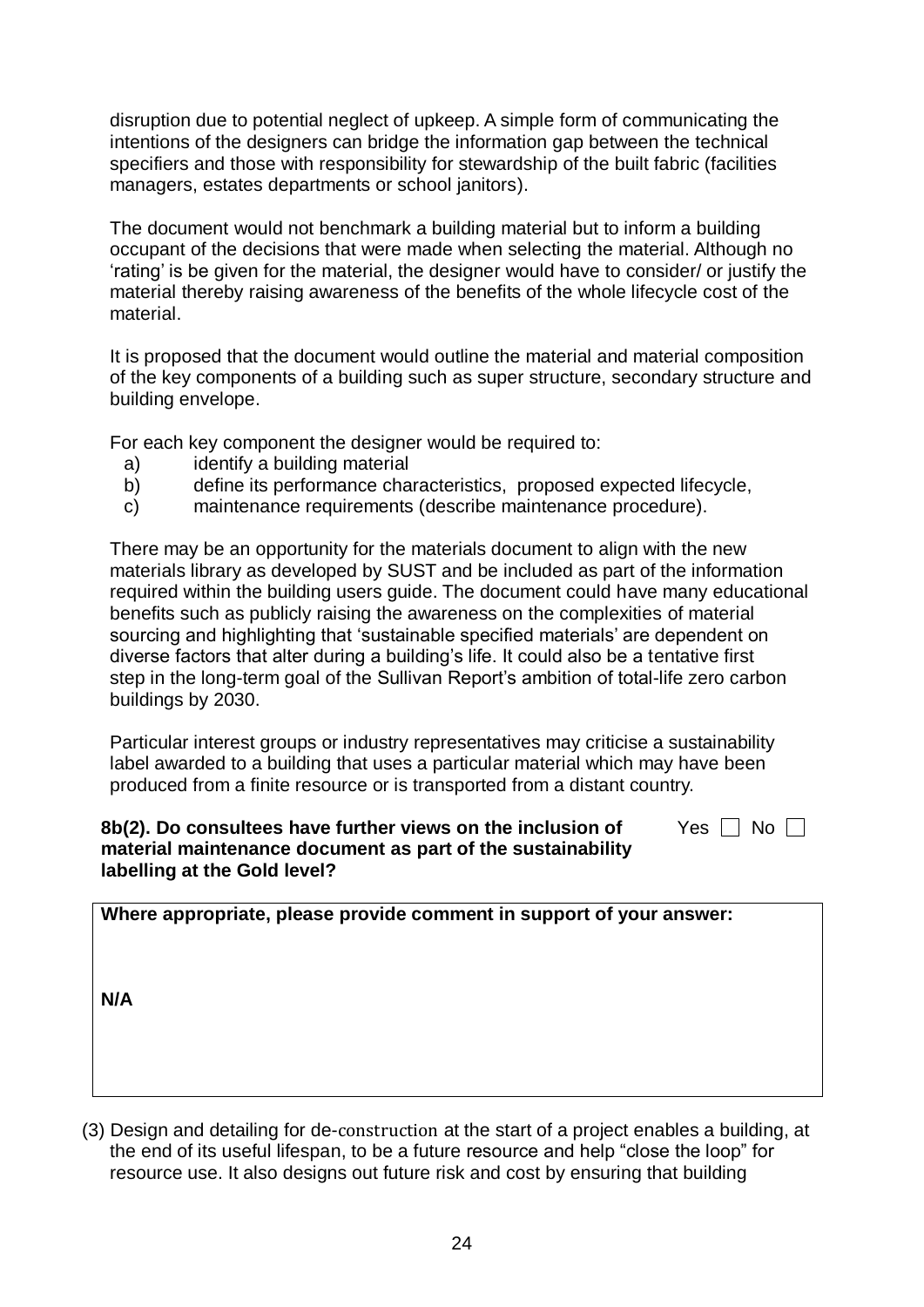disruption due to potential neglect of upkeep. A simple form of communicating the intentions of the designers can bridge the information gap between the technical specifiers and those with responsibility for stewardship of the built fabric (facilities managers, estates departments or school janitors).

The document would not benchmark a building material but to inform a building occupant of the decisions that were made when selecting the material. Although no 'rating' is be given for the material, the designer would have to consider/ or justify the material thereby raising awareness of the benefits of the whole lifecycle cost of the material.

It is proposed that the document would outline the material and material composition of the key components of a building such as super structure, secondary structure and building envelope.

For each key component the designer would be required to:

a) identify a building material
b) define its performance characteristics, proposed expected lifecycle,
c) maintenance requirements (describe maintenance procedure).

There may be an opportunity for the materials document to align with the new materials library as developed by SUST and be included as part of the information required within the building users guide. The document could have many educational benefits such as publicly raising the awareness on the complexities of material sourcing and highlighting that 'sustainable specified materials' are dependent on diverse factors that alter during a building's life. It could also be a tentative first step in the long-term goal of the Sullivan Report's ambition of total-life zero carbon buildings by 2030.

Particular interest groups or industry representatives may criticise a sustainability label awarded to a building that uses a particular material which may have been produced from a finite resource or is transported from a distant country.

**8b(2). Do consultees have further views on the inclusion of material maintenance document as part of the sustainability labelling at the Gold level?** Yes ☐ No ☐

| **Where appropriate, please provide comment in support of your answer:** |
|---|
| **N/A** |

(3) Design and detailing for de-construction at the start of a project enables a building, at the end of its useful lifespan, to be a future resource and help "close the loop" for resource use. It also designs out future risk and cost by ensuring that building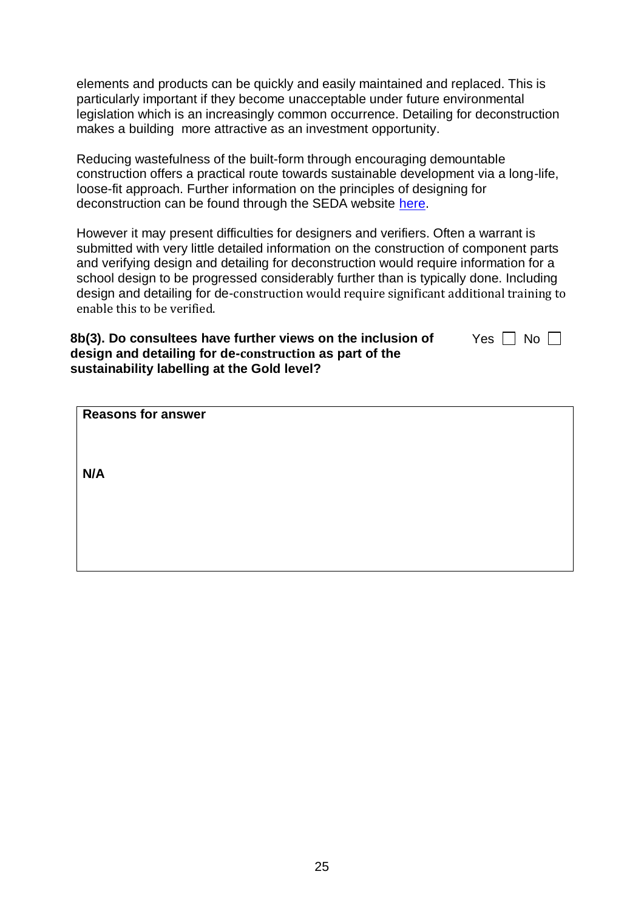elements and products can be quickly and easily maintained and replaced. This is particularly important if they become unacceptable under future environmental legislation which is an increasingly common occurrence. Detailing for deconstruction makes a building more attractive as an investment opportunity.

Reducing wastefulness of the built-form through encouraging demountable construction offers a practical route towards sustainable development via a long-life, loose-fit approach. Further information on the principles of designing for deconstruction can be found through the SEDA website [here](#).

However it may present difficulties for designers and verifiers. Often a warrant is submitted with very little detailed information on the construction of component parts and verifying design and detailing for deconstruction would require information for a school design to be progressed considerably further than is typically done. Including design and detailing for de-construction would require significant additional training to enable this to be verified.

**8b(3). Do consultees have further views on the inclusion of design and detailing for de-construction as part of the sustainability labelling at the Gold level?**

Yes ☐ No ☐

| **Reasons for answer** |
| --- |
| **N/A** |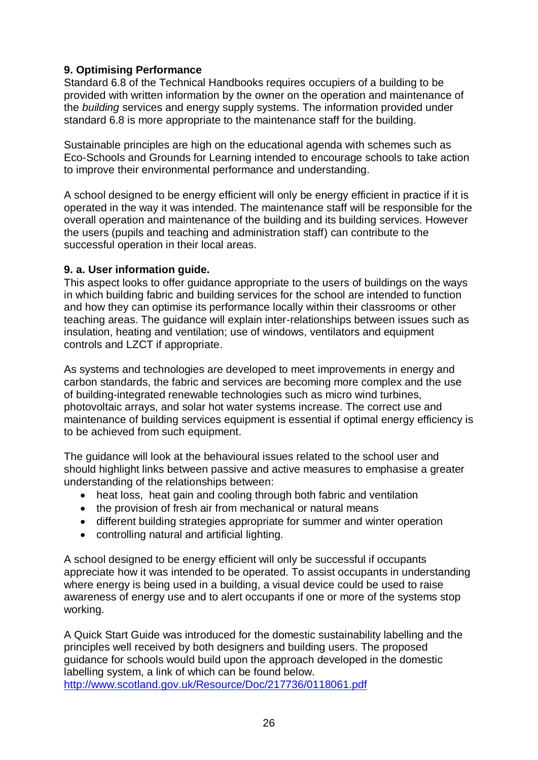**9. Optimising Performance**

Standard 6.8 of the Technical Handbooks requires occupiers of a building to be provided with written information by the owner on the operation and maintenance of the *building* services and energy supply systems. The information provided under standard 6.8 is more appropriate to the maintenance staff for the building.

Sustainable principles are high on the educational agenda with schemes such as Eco-Schools and Grounds for Learning intended to encourage schools to take action to improve their environmental performance and understanding.

A school designed to be energy efficient will only be energy efficient in practice if it is operated in the way it was intended. The maintenance staff will be responsible for the overall operation and maintenance of the building and its building services. However the users (pupils and teaching and administration staff) can contribute to the successful operation in their local areas.

**9. a. User information guide.**

This aspect looks to offer guidance appropriate to the users of buildings on the ways in which building fabric and building services for the school are intended to function and how they can optimise its performance locally within their classrooms or other teaching areas. The guidance will explain inter-relationships between issues such as insulation, heating and ventilation; use of windows, ventilators and equipment controls and LZCT if appropriate.

As systems and technologies are developed to meet improvements in energy and carbon standards, the fabric and services are becoming more complex and the use of building-integrated renewable technologies such as micro wind turbines, photovoltaic arrays, and solar hot water systems increase. The correct use and maintenance of building services equipment is essential if optimal energy efficiency is to be achieved from such equipment.

The guidance will look at the behavioural issues related to the school user and should highlight links between passive and active measures to emphasise a greater understanding of the relationships between:

- heat loss, heat gain and cooling through both fabric and ventilation
- the provision of fresh air from mechanical or natural means
- different building strategies appropriate for summer and winter operation
- controlling natural and artificial lighting.

A school designed to be energy efficient will only be successful if occupants appreciate how it was intended to be operated. To assist occupants in understanding where energy is being used in a building, a visual device could be used to raise awareness of energy use and to alert occupants if one or more of the systems stop working.

A Quick Start Guide was introduced for the domestic sustainability labelling and the principles well received by both designers and building users. The proposed guidance for schools would build upon the approach developed in the domestic labelling system, a link of which can be found below.
http://www.scotland.gov.uk/Resource/Doc/217736/0118061.pdf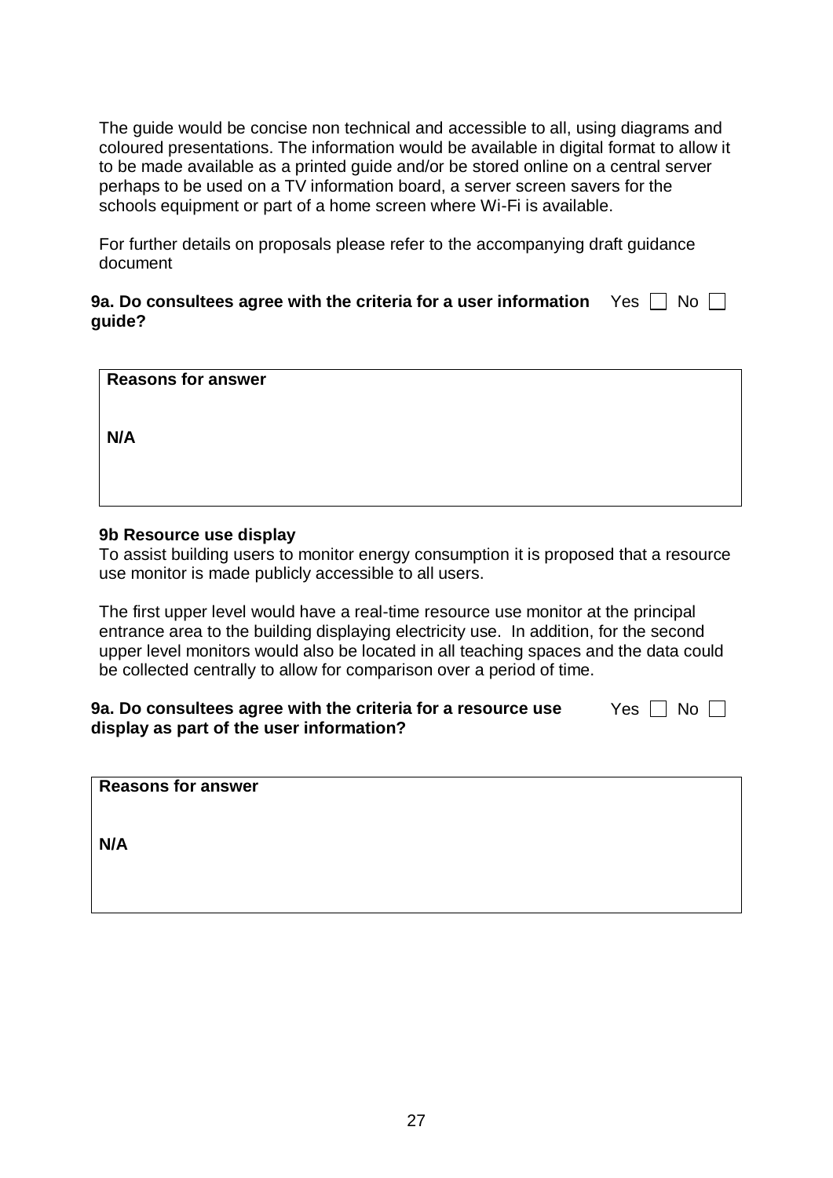The guide would be concise non technical and accessible to all, using diagrams and coloured presentations. The information would be available in digital format to allow it to be made available as a printed guide and/or be stored online on a central server perhaps to be used on a TV information board, a server screen savers for the schools equipment or part of a home screen where Wi-Fi is available.

For further details on proposals please refer to the accompanying draft guidance document

**9a. Do consultees agree with the criteria for a user information guide?** Yes ☐ No ☐

| **Reasons for answer** |
|---|
| **N/A** |

**9b Resource use display**

To assist building users to monitor energy consumption it is proposed that a resource use monitor is made publicly accessible to all users.

The first upper level would have a real-time resource use monitor at the principal entrance area to the building displaying electricity use. In addition, for the second upper level monitors would also be located in all teaching spaces and the data could be collected centrally to allow for comparison over a period of time.

**9a. Do consultees agree with the criteria for a resource use display as part of the user information?** Yes ☐ No ☐

| **Reasons for answer** |
|---|
| **N/A** |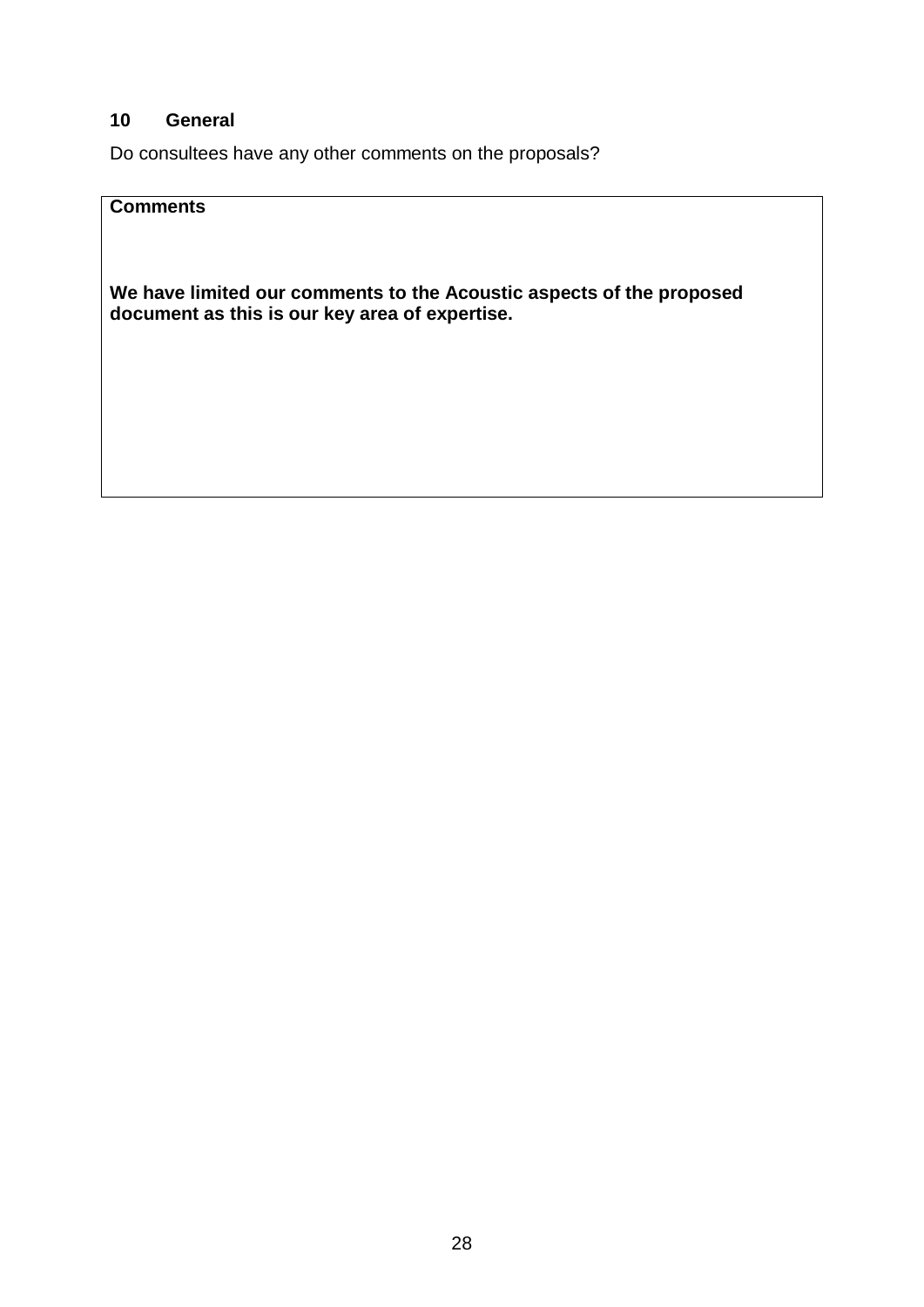## 10 General

Do consultees have any other comments on the proposals?

| **Comments** |
| --- |
| **We have limited our comments to the Acoustic aspects of the proposed document as this is our key area of expertise.** |